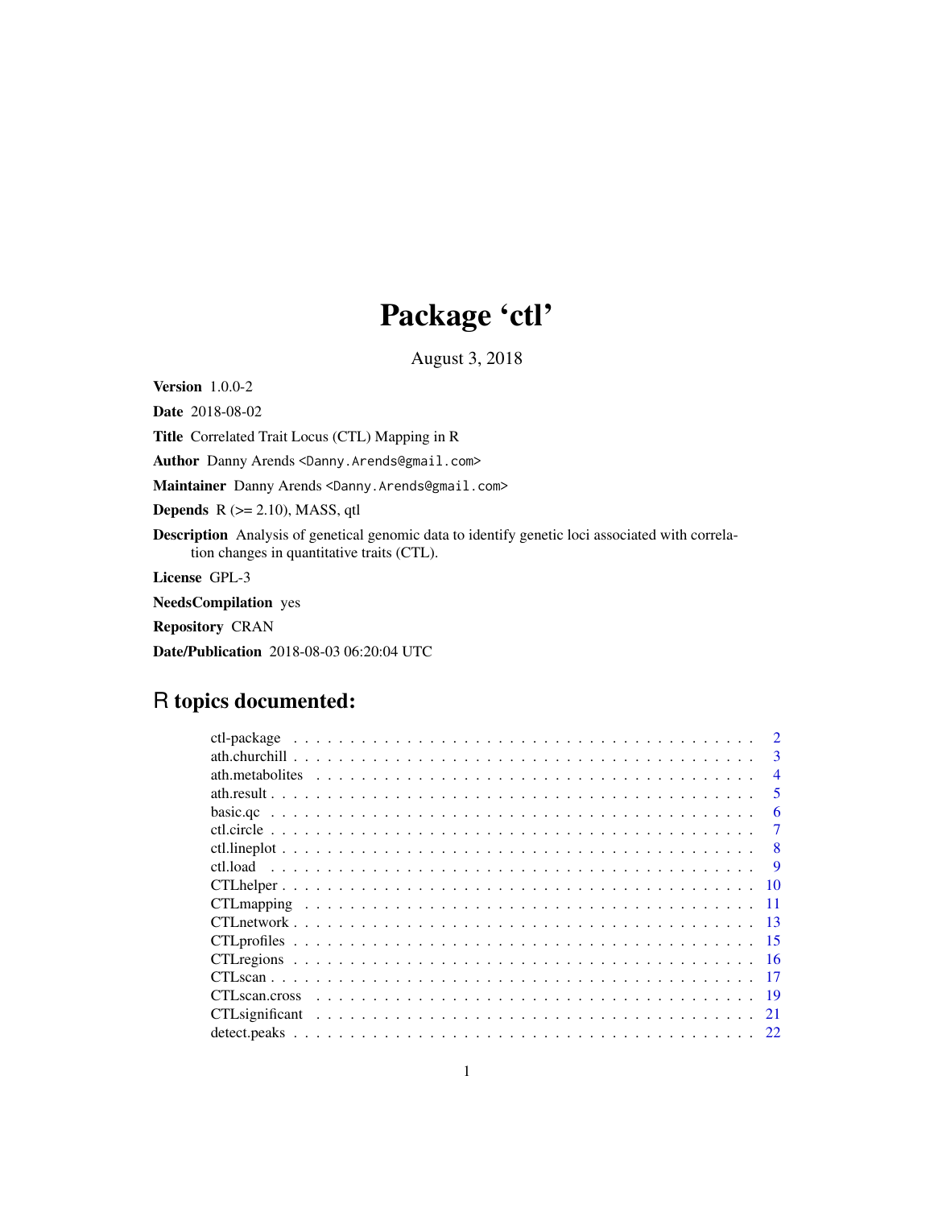# Package 'ctl'

August 3, 2018

**Version** 1.0.0-2

**Date** 2018-08-02

**Title** Correlated Trait Locus (CTL) Mapping in R

**Author** Danny Arends <Danny.Arends@gmail.com>

**Maintainer** Danny Arends <Danny.Arends@gmail.com>

**Depends** R (>= 2.10), MASS, qtl

**Description** Analysis of genetical genomic data to identify genetic loci associated with correlation changes in quantitative traits (CTL).

**License** GPL-3

**NeedsCompilation** yes

**Repository** CRAN

**Date/Publication** 2018-08-03 06:20:04 UTC

## R topics documented:

| | |
|---|---|
| ctl-package | 2 |
| ath.churchill | 3 |
| ath.metabolites | 4 |
| ath.result | 5 |
| basic.qc | 6 |
| ctl.circle | 7 |
| ctl.lineplot | 8 |
| ctl.load | 9 |
| CTLhelper | 10 |
| CTLmapping | 11 |
| CTLnetwork | 13 |
| CTLprofiles | 15 |
| CTLregions | 16 |
| CTLscan | 17 |
| CTLscan.cross | 19 |
| CTLsignificant | 21 |
| detect.peaks | 22 |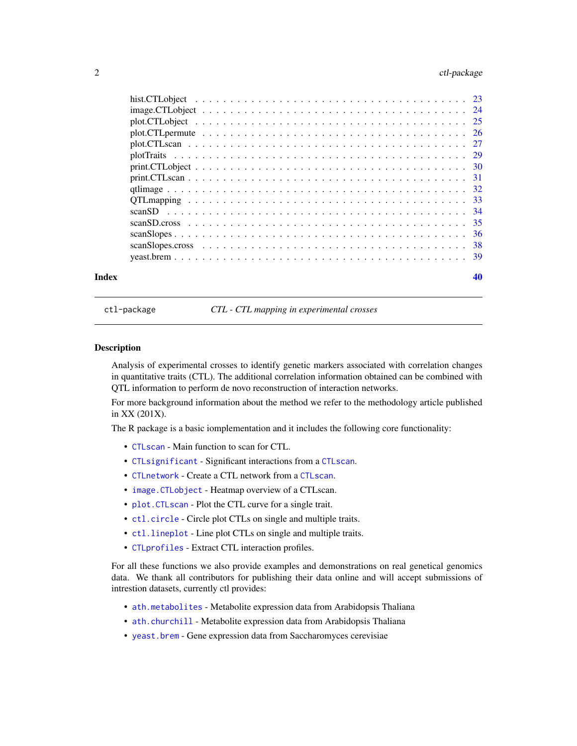hist.CTLobject . . . . . . . . . . . . . . . . . . . . . . . . . . . . . . . . . . . . 23
image.CTLobject . . . . . . . . . . . . . . . . . . . . . . . . . . . . . . . . . . . 24
plot.CTLobject . . . . . . . . . . . . . . . . . . . . . . . . . . . . . . . . . . . . 25
plot.CTLpermute . . . . . . . . . . . . . . . . . . . . . . . . . . . . . . . . . . . 26
plot.CTLscan . . . . . . . . . . . . . . . . . . . . . . . . . . . . . . . . . . . . . 27
plotTraits . . . . . . . . . . . . . . . . . . . . . . . . . . . . . . . . . . . . . . 29
print.CTLobject . . . . . . . . . . . . . . . . . . . . . . . . . . . . . . . . . . . 30
print.CTLscan . . . . . . . . . . . . . . . . . . . . . . . . . . . . . . . . . . . . 31
qtlimage . . . . . . . . . . . . . . . . . . . . . . . . . . . . . . . . . . . . . . . 32
QTLmapping . . . . . . . . . . . . . . . . . . . . . . . . . . . . . . . . . . . . . 33
scanSD . . . . . . . . . . . . . . . . . . . . . . . . . . . . . . . . . . . . . . . . 34
scanSD.cross . . . . . . . . . . . . . . . . . . . . . . . . . . . . . . . . . . . . . 35
scanSlopes . . . . . . . . . . . . . . . . . . . . . . . . . . . . . . . . . . . . . . 36
scanSlopes.cross . . . . . . . . . . . . . . . . . . . . . . . . . . . . . . . . . . . 38
yeast.brem . . . . . . . . . . . . . . . . . . . . . . . . . . . . . . . . . . . . . . 39

**Index** **40**

---

ctl-package *CTL - CTL mapping in experimental crosses*

---

## Description

Analysis of experimental crosses to identify genetic markers associated with correlation changes in quantitative traits (CTL). The additional correlation information obtained can be combined with QTL information to perform de novo reconstruction of interaction networks.

For more background information about the method we refer to the methodology article published in XX (201X).

The R package is a basic iomplementation and it includes the following core functionality:

- `CTLscan` - Main function to scan for CTL.
- `CTLsignificant` - Significant interactions from a `CTLscan`.
- `CTLnetwork` - Create a CTL network from a `CTLscan`.
- `image.CTLobject` - Heatmap overview of a CTLscan.
- `plot.CTLscan` - Plot the CTL curve for a single trait.
- `ctl.circle` - Circle plot CTLs on single and multiple traits.
- `ctl.lineplot` - Line plot CTLs on single and multiple traits.
- `CTLprofiles` - Extract CTL interaction profiles.

For all these functions we also provide examples and demonstrations on real genetical genomics data. We thank all contributors for publishing their data online and will accept submissions of intrestion datasets, currently ctl provides:

- `ath.metabolites` - Metabolite expression data from Arabidopsis Thaliana
- `ath.churchill` - Metabolite expression data from Arabidopsis Thaliana
- `yeast.brem` - Gene expression data from Saccharomyces cerevisiae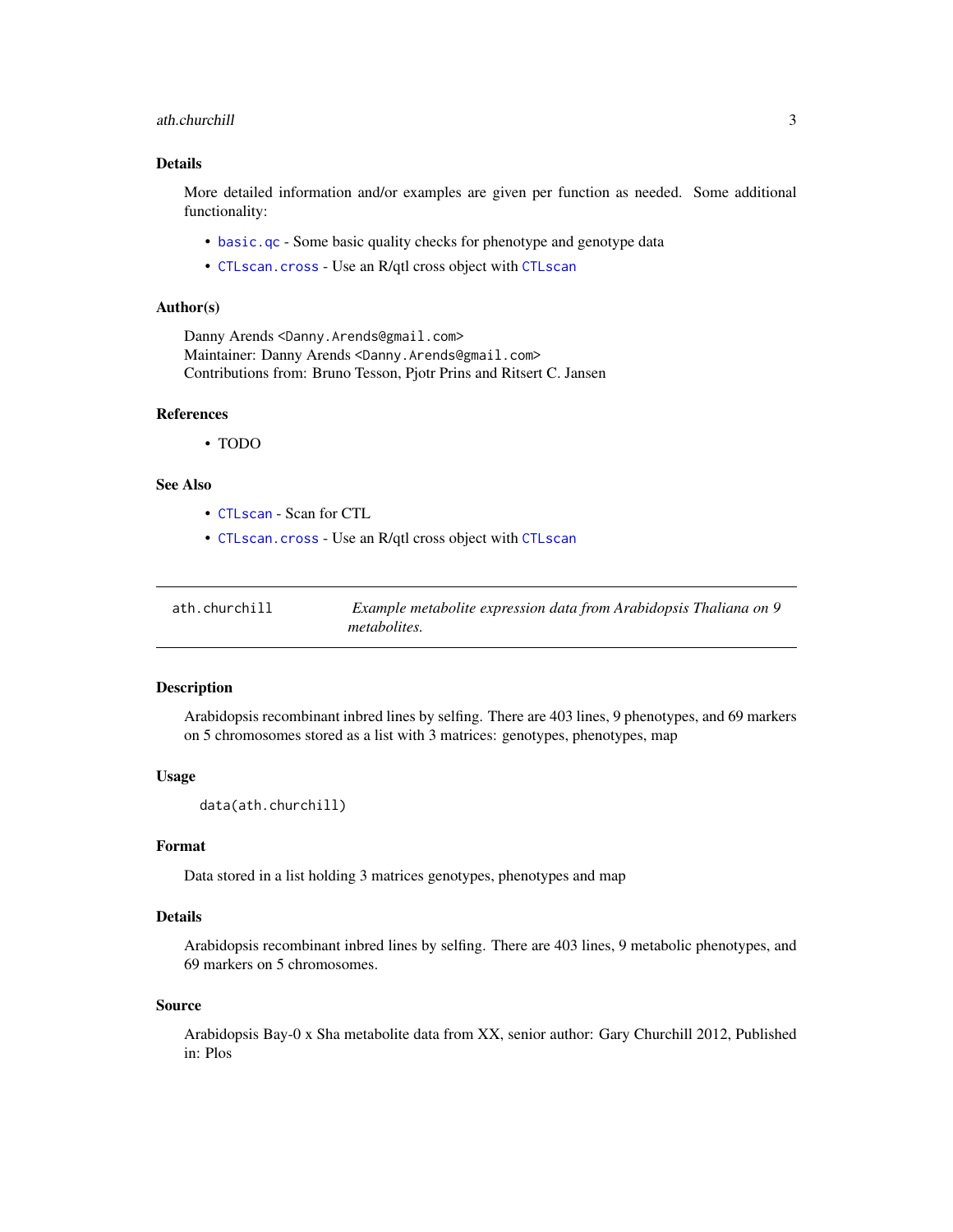## Details

More detailed information and/or examples are given per function as needed. Some additional functionality:

- `basic.qc` - Some basic quality checks for phenotype and genotype data
- `CTLscan.cross` - Use an R/qtl cross object with `CTLscan`

## Author(s)

Danny Arends <Danny.Arends@gmail.com>
Maintainer: Danny Arends <Danny.Arends@gmail.com>
Contributions from: Bruno Tesson, Pjotr Prins and Ritsert C. Jansen

## References

- TODO

## See Also

- `CTLscan` - Scan for CTL
- `CTLscan.cross` - Use an R/qtl cross object with `CTLscan`

---

# ath.churchill — *Example metabolite expression data from Arabidopsis Thaliana on 9 metabolites.*

---

## Description

Arabidopsis recombinant inbred lines by selfing. There are 403 lines, 9 phenotypes, and 69 markers on 5 chromosomes stored as a list with 3 matrices: genotypes, phenotypes, map

## Usage

```
data(ath.churchill)
```

## Format

Data stored in a list holding 3 matrices genotypes, phenotypes and map

## Details

Arabidopsis recombinant inbred lines by selfing. There are 403 lines, 9 metabolic phenotypes, and 69 markers on 5 chromosomes.

## Source

Arabidopsis Bay-0 x Sha metabolite data from XX, senior author: Gary Churchill 2012, Published in: Plos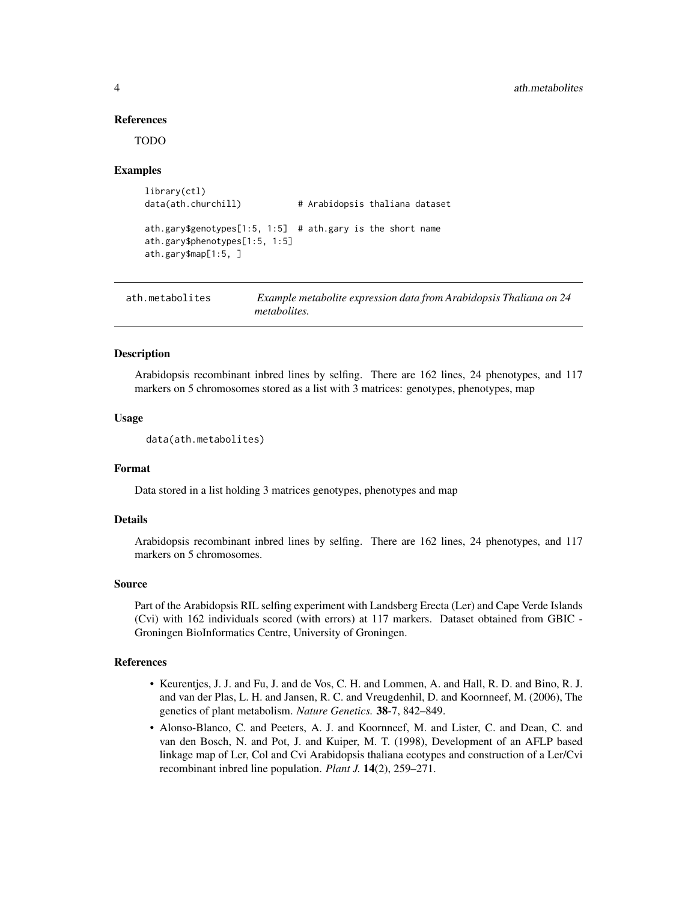### References

TODO

### Examples

```
library(ctl)
data(ath.churchill)           # Arabidopsis thaliana dataset

ath.gary$genotypes[1:5, 1:5]  # ath.gary is the short name
ath.gary$phenotypes[1:5, 1:5]
ath.gary$map[1:5, ]
```

---

## ath.metabolites    *Example metabolite expression data from Arabidopsis Thaliana on 24 metabolites.*

---

### Description

Arabidopsis recombinant inbred lines by selfing. There are 162 lines, 24 phenotypes, and 117 markers on 5 chromosomes stored as a list with 3 matrices: genotypes, phenotypes, map

### Usage

```
data(ath.metabolites)
```

### Format

Data stored in a list holding 3 matrices genotypes, phenotypes and map

### Details

Arabidopsis recombinant inbred lines by selfing. There are 162 lines, 24 phenotypes, and 117 markers on 5 chromosomes.

### Source

Part of the Arabidopsis RIL selfing experiment with Landsberg Erecta (Ler) and Cape Verde Islands (Cvi) with 162 individuals scored (with errors) at 117 markers. Dataset obtained from GBIC - Groningen BioInformatics Centre, University of Groningen.

### References

- Keurentjes, J. J. and Fu, J. and de Vos, C. H. and Lommen, A. and Hall, R. D. and Bino, R. J. and van der Plas, L. H. and Jansen, R. C. and Vreugdenhil, D. and Koornneef, M. (2006), The genetics of plant metabolism. *Nature Genetics.* **38**-7, 842–849.
- Alonso-Blanco, C. and Peeters, A. J. and Koornneef, M. and Lister, C. and Dean, C. and van den Bosch, N. and Pot, J. and Kuiper, M. T. (1998), Development of an AFLP based linkage map of Ler, Col and Cvi Arabidopsis thaliana ecotypes and construction of a Ler/Cvi recombinant inbred line population. *Plant J.* **14**(2), 259–271.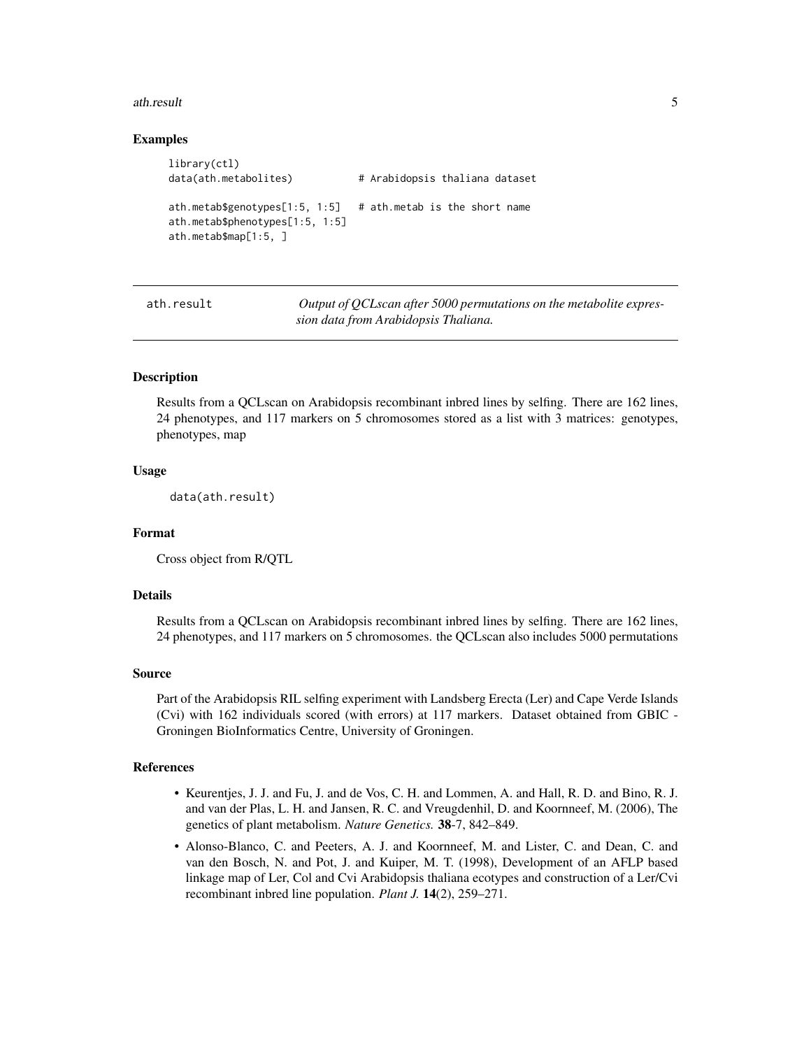### Examples

```
library(ctl)
data(ath.metabolites)           # Arabidopsis thaliana dataset

ath.metab$genotypes[1:5, 1:5]   # ath.metab is the short name
ath.metab$phenotypes[1:5, 1:5]
ath.metab$map[1:5, ]
```

---

## ath.result — *Output of QCLscan after 5000 permutations on the metabolite expression data from Arabidopsis Thaliana.*

---

### Description

Results from a QCLscan on Arabidopsis recombinant inbred lines by selfing. There are 162 lines, 24 phenotypes, and 117 markers on 5 chromosomes stored as a list with 3 matrices: genotypes, phenotypes, map

### Usage

```
data(ath.result)
```

### Format

Cross object from R/QTL

### Details

Results from a QCLscan on Arabidopsis recombinant inbred lines by selfing. There are 162 lines, 24 phenotypes, and 117 markers on 5 chromosomes. the QCLscan also includes 5000 permutations

### Source

Part of the Arabidopsis RIL selfing experiment with Landsberg Erecta (Ler) and Cape Verde Islands (Cvi) with 162 individuals scored (with errors) at 117 markers. Dataset obtained from GBIC - Groningen BioInformatics Centre, University of Groningen.

### References

- Keurentjes, J. J. and Fu, J. and de Vos, C. H. and Lommen, A. and Hall, R. D. and Bino, R. J. and van der Plas, L. H. and Jansen, R. C. and Vreugdenhil, D. and Koornneef, M. (2006), The genetics of plant metabolism. *Nature Genetics.* **38**-7, 842–849.
- Alonso-Blanco, C. and Peeters, A. J. and Koornneef, M. and Lister, C. and Dean, C. and van den Bosch, N. and Pot, J. and Kuiper, M. T. (1998), Development of an AFLP based linkage map of Ler, Col and Cvi Arabidopsis thaliana ecotypes and construction of a Ler/Cvi recombinant inbred line population. *Plant J.* **14**(2), 259–271.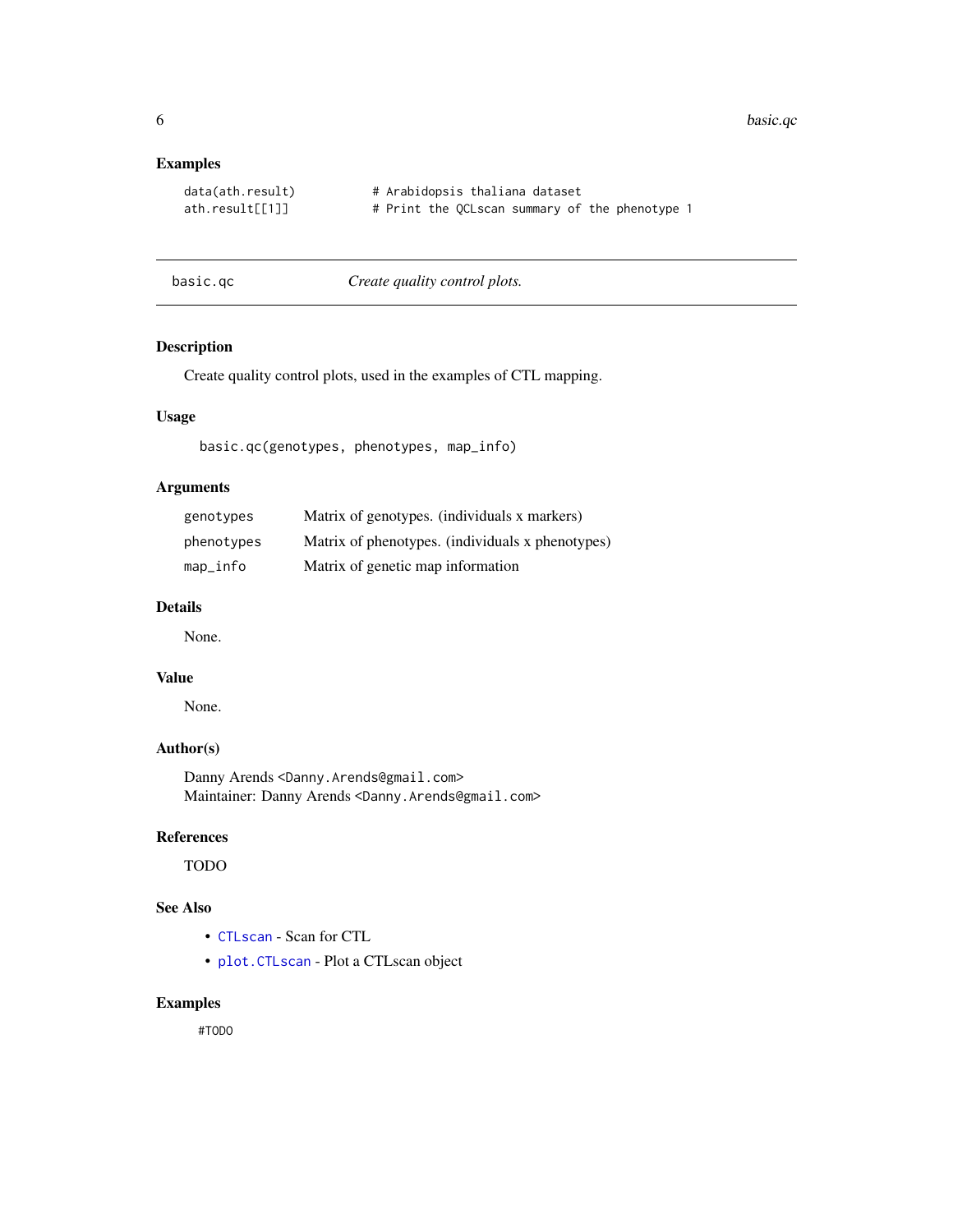## Examples

```
data(ath.result)          # Arabidopsis thaliana dataset
ath.result[[1]]           # Print the QCLscan summary of the phenotype 1
```

---

# basic.qc    *Create quality control plots.*

---

## Description

Create quality control plots, used in the examples of CTL mapping.

## Usage

```
basic.qc(genotypes, phenotypes, map_info)
```

## Arguments

| | |
|---|---|
| genotypes | Matrix of genotypes. (individuals x markers) |
| phenotypes | Matrix of phenotypes. (individuals x phenotypes) |
| map_info | Matrix of genetic map information |

## Details

None.

## Value

None.

## Author(s)

Danny Arends <Danny.Arends@gmail.com>
Maintainer: Danny Arends <Danny.Arends@gmail.com>

## References

TODO

## See Also

- CTLscan - Scan for CTL
- plot.CTLscan - Plot a CTLscan object

## Examples

```
#TODO
```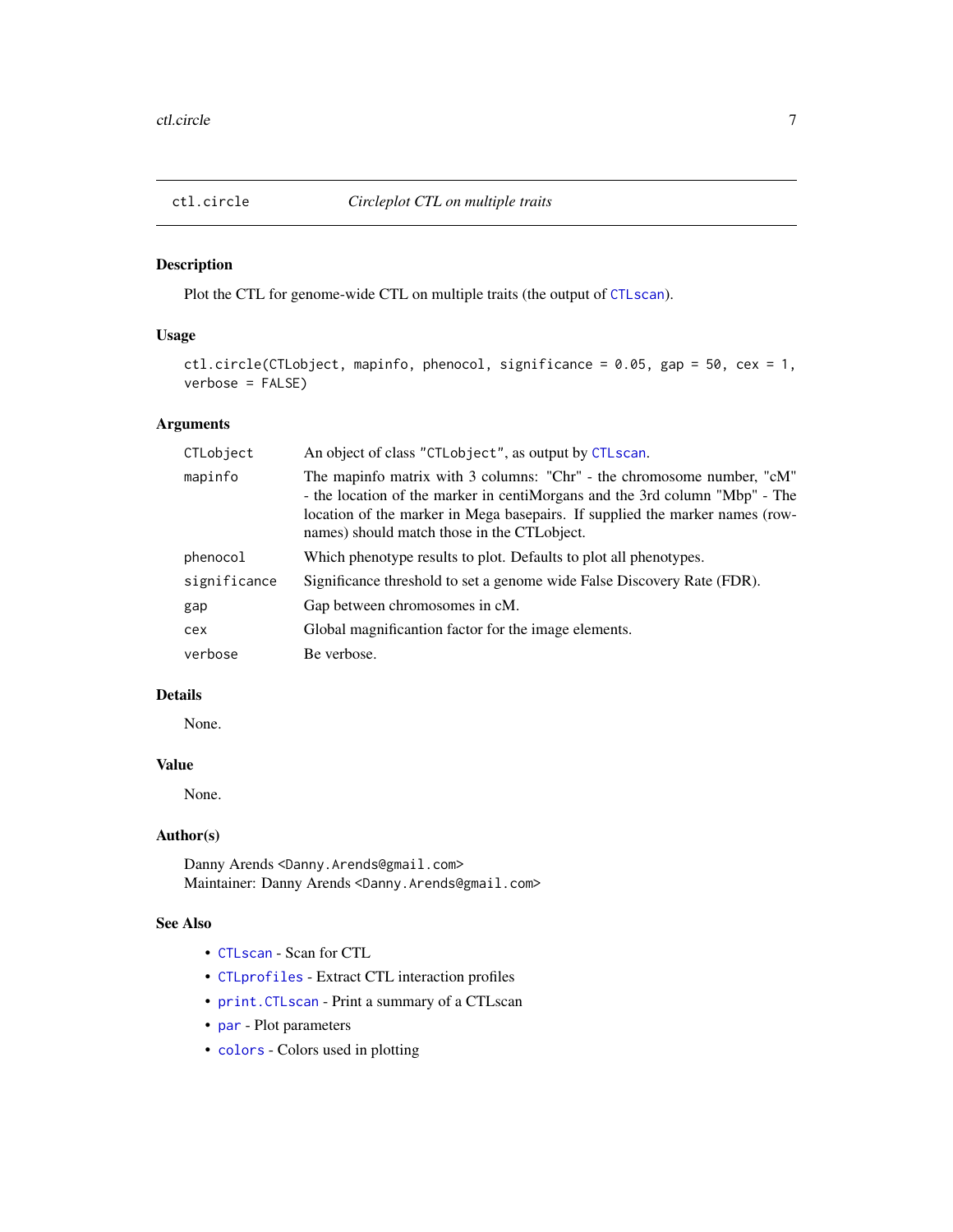# ctl.circle *Circleplot CTL on multiple traits*

## Description

Plot the CTL for genome-wide CTL on multiple traits (the output of `CTLscan`).

## Usage

```
ctl.circle(CTLobject, mapinfo, phenocol, significance = 0.05, gap = 50, cex = 1,
verbose = FALSE)
```

## Arguments

| | |
|---|---|
| `CTLobject` | An object of class `"CTLobject"`, as output by `CTLscan`. |
| `mapinfo` | The mapinfo matrix with 3 columns: "Chr" - the chromosome number, "cM" - the location of the marker in centiMorgans and the 3rd column "Mbp" - The location of the marker in Mega basepairs. If supplied the marker names (row-names) should match those in the CTLobject. |
| `phenocol` | Which phenotype results to plot. Defaults to plot all phenotypes. |
| `significance` | Significance threshold to set a genome wide False Discovery Rate (FDR). |
| `gap` | Gap between chromosomes in cM. |
| `cex` | Global magnificantion factor for the image elements. |
| `verbose` | Be verbose. |

## Details

None.

## Value

None.

## Author(s)

Danny Arends <`Danny.Arends@gmail.com`>
Maintainer: Danny Arends <`Danny.Arends@gmail.com`>

## See Also

- `CTLscan` - Scan for CTL
- `CTLprofiles` - Extract CTL interaction profiles
- `print.CTLscan` - Print a summary of a CTLscan
- `par` - Plot parameters
- `colors` - Colors used in plotting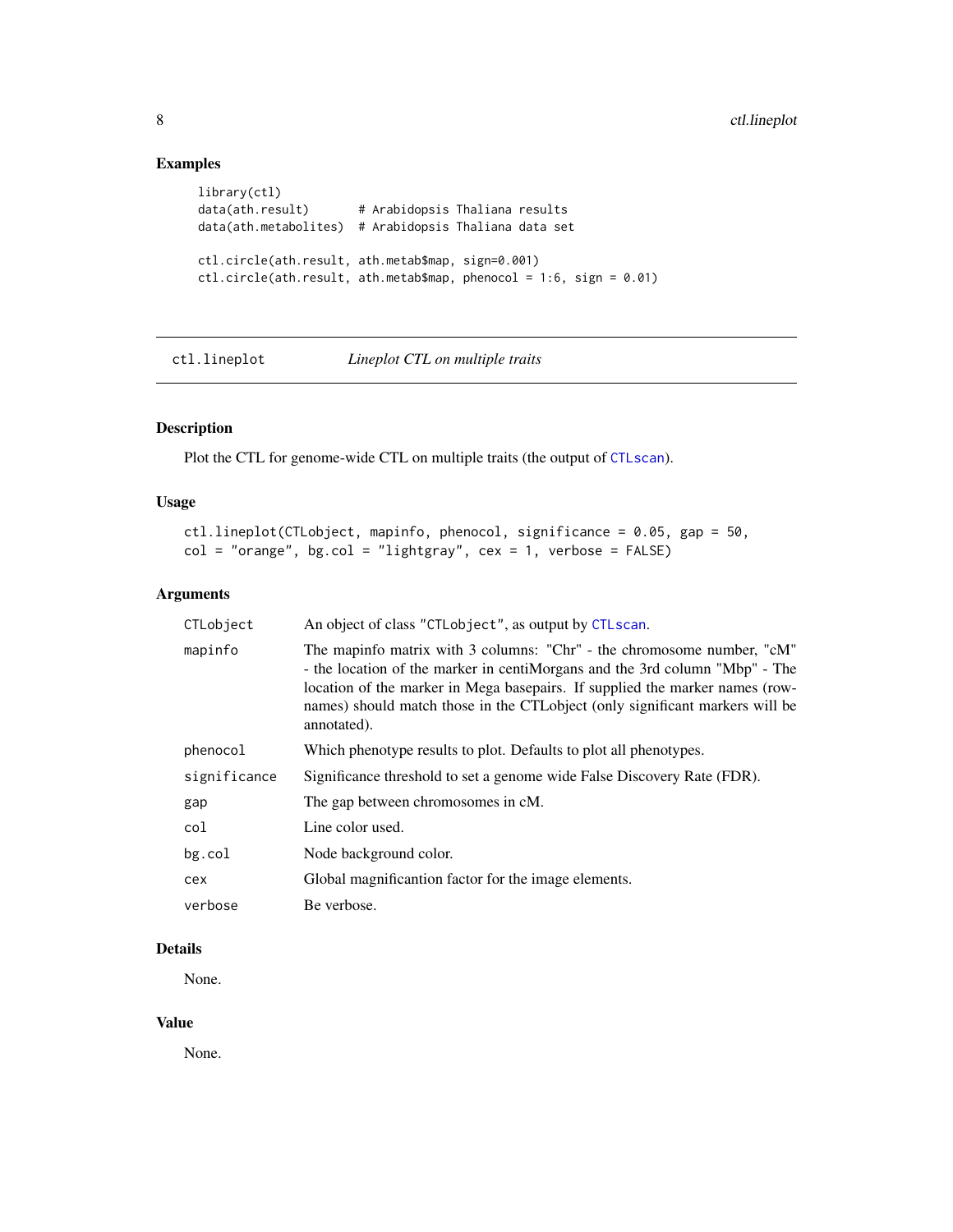### Examples

```
library(ctl)
data(ath.result)       # Arabidopsis Thaliana results
data(ath.metabolites)  # Arabidopsis Thaliana data set

ctl.circle(ath.result, ath.metab$map, sign=0.001)
ctl.circle(ath.result, ath.metab$map, phenocol = 1:6, sign = 0.01)
```

---

## ctl.lineplot — *Lineplot CTL on multiple traits*

---

### Description

Plot the CTL for genome-wide CTL on multiple traits (the output of `CTLscan`).

### Usage

```
ctl.lineplot(CTLobject, mapinfo, phenocol, significance = 0.05, gap = 50,
col = "orange", bg.col = "lightgray", cex = 1, verbose = FALSE)
```

### Arguments

| | |
|---|---|
| `CTLobject` | An object of class "CTLobject", as output by `CTLscan`. |
| `mapinfo` | The mapinfo matrix with 3 columns: "Chr" - the chromosome number, "cM" - the location of the marker in centiMorgans and the 3rd column "Mbp" - The location of the marker in Mega basepairs. If supplied the marker names (rownames) should match those in the CTLobject (only significant markers will be annotated). |
| `phenocol` | Which phenotype results to plot. Defaults to plot all phenotypes. |
| `significance` | Significance threshold to set a genome wide False Discovery Rate (FDR). |
| `gap` | The gap between chromosomes in cM. |
| `col` | Line color used. |
| `bg.col` | Node background color. |
| `cex` | Global magnificantion factor for the image elements. |
| `verbose` | Be verbose. |

### Details

None.

### Value

None.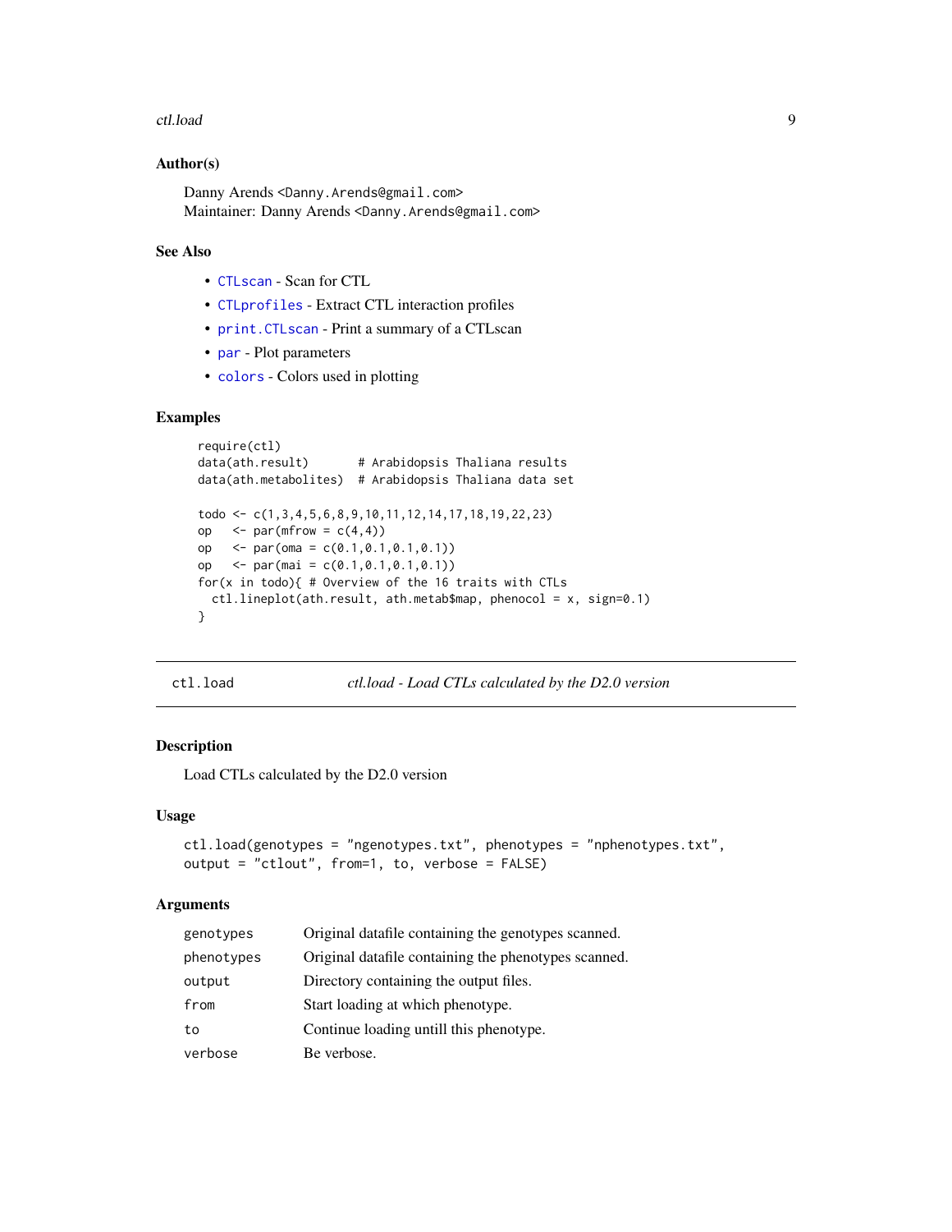### Author(s)

Danny Arends <Danny.Arends@gmail.com>
Maintainer: Danny Arends <Danny.Arends@gmail.com>

### See Also

- CTLscan - Scan for CTL
- CTLprofiles - Extract CTL interaction profiles
- print.CTLscan - Print a summary of a CTLscan
- par - Plot parameters
- colors - Colors used in plotting

### Examples

```
require(ctl)
data(ath.result)       # Arabidopsis Thaliana results
data(ath.metabolites)  # Arabidopsis Thaliana data set

todo <- c(1,3,4,5,6,8,9,10,11,12,14,17,18,19,22,23)
op   <- par(mfrow = c(4,4))
op   <- par(oma = c(0.1,0.1,0.1,0.1))
op   <- par(mai = c(0.1,0.1,0.1,0.1))
for(x in todo){ # Overview of the 16 traits with CTLs
  ctl.lineplot(ath.result, ath.metab$map, phenocol = x, sign=0.1)
}
```

---

## ctl.load — *ctl.load - Load CTLs calculated by the D2.0 version*

### Description

Load CTLs calculated by the D2.0 version

### Usage

```
ctl.load(genotypes = "ngenotypes.txt", phenotypes = "nphenotypes.txt",
output = "ctlout", from=1, to, verbose = FALSE)
```

### Arguments

| | |
|---|---|
| genotypes | Original datafile containing the genotypes scanned. |
| phenotypes | Original datafile containing the phenotypes scanned. |
| output | Directory containing the output files. |
| from | Start loading at which phenotype. |
| to | Continue loading untill this phenotype. |
| verbose | Be verbose. |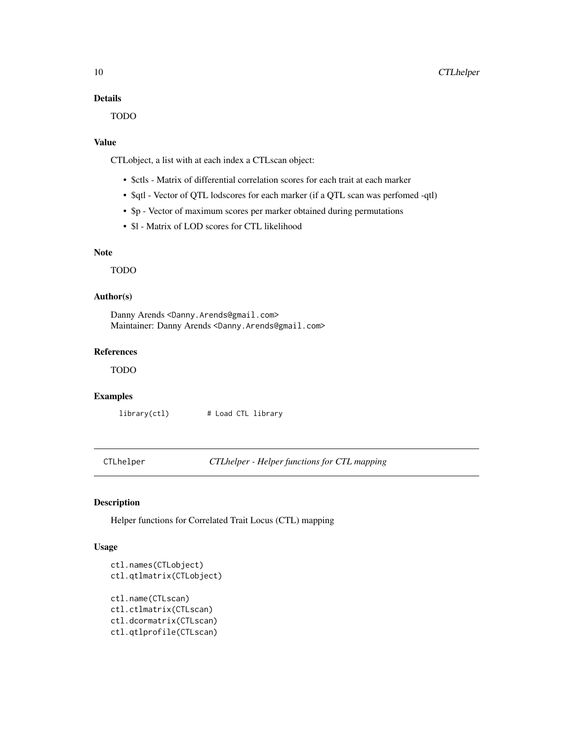## Details

TODO

## Value

CTLobject, a list with at each index a CTLscan object:

- $ctls - Matrix of differential correlation scores for each trait at each marker
- $qtl - Vector of QTL lodscores for each marker (if a QTL scan was perfomed -qtl)
- $p - Vector of maximum scores per marker obtained during permutations
- $l - Matrix of LOD scores for CTL likelihood

## Note

TODO

## Author(s)

Danny Arends <Danny.Arends@gmail.com>
Maintainer: Danny Arends <Danny.Arends@gmail.com>

## References

TODO

## Examples

```
library(ctl)        # Load CTL library
```

---

# CTLhelper *CTLhelper - Helper functions for CTL mapping*

## Description

Helper functions for Correlated Trait Locus (CTL) mapping

## Usage

```
ctl.names(CTLobject)
ctl.qtlmatrix(CTLobject)

ctl.name(CTLscan)
ctl.ctlmatrix(CTLscan)
ctl.dcormatrix(CTLscan)
ctl.qtlprofile(CTLscan)
```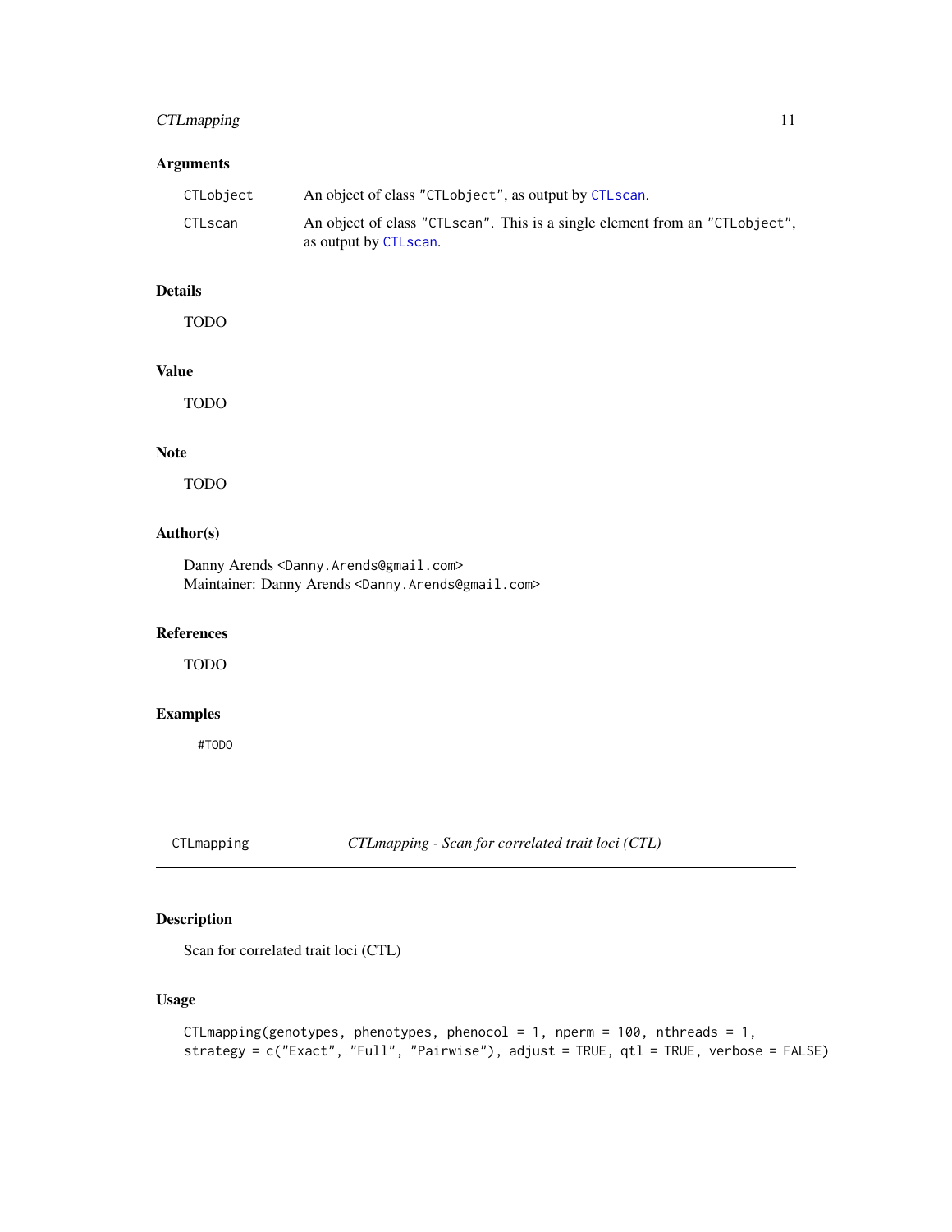## Arguments

| | |
|---|---|
| CTLobject | An object of class "CTLobject", as output by CTLscan. |
| CTLscan | An object of class "CTLscan". This is a single element from an "CTLobject", as output by CTLscan. |

## Details

TODO

## Value

TODO

## Note

TODO

## Author(s)

Danny Arends <Danny.Arends@gmail.com>
Maintainer: Danny Arends <Danny.Arends@gmail.com>

## References

TODO

## Examples

```
#TODO
```

---

# CTLmapping — *CTLmapping - Scan for correlated trait loci (CTL)*

---

## Description

Scan for correlated trait loci (CTL)

## Usage

```
CTLmapping(genotypes, phenotypes, phenocol = 1, nperm = 100, nthreads = 1,
strategy = c("Exact", "Full", "Pairwise"), adjust = TRUE, qtl = TRUE, verbose = FALSE)
```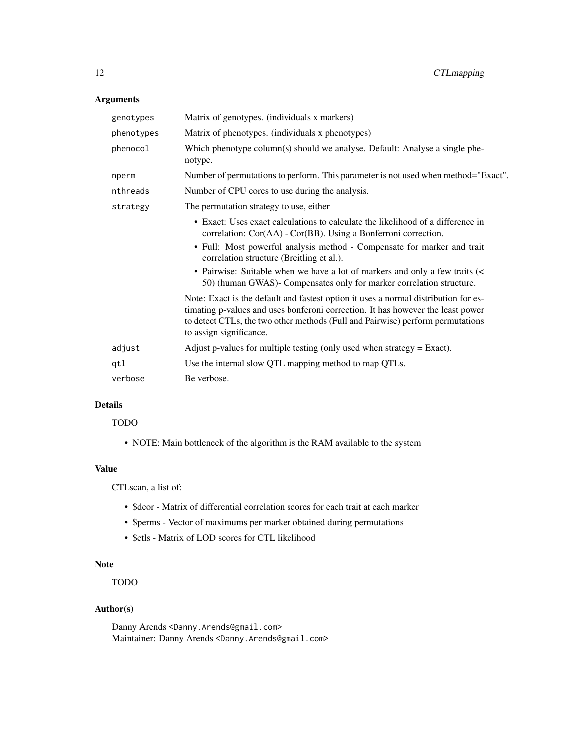## Arguments

| | |
|---|---|
| `genotypes` | Matrix of genotypes. (individuals x markers) |
| `phenotypes` | Matrix of phenotypes. (individuals x phenotypes) |
| `phenocol` | Which phenotype column(s) should we analyse. Default: Analyse a single phenotype. |
| `nperm` | Number of permutations to perform. This parameter is not used when method="Exact". |
| `nthreads` | Number of CPU cores to use during the analysis. |
| `strategy` | The permutation strategy to use, either<br>• Exact: Uses exact calculations to calculate the likelihood of a difference in correlation: Cor(AA) - Cor(BB). Using a Bonferroni correction.<br>• Full: Most powerful analysis method - Compensate for marker and trait correlation structure (Breitling et al.).<br>• Pairwise: Suitable when we have a lot of markers and only a few traits (< 50) (human GWAS)- Compensates only for marker correlation structure.<br>Note: Exact is the default and fastest option it uses a normal distribution for estimating p-values and uses bonferoni correction. It has however the least power to detect CTLs, the two other methods (Full and Pairwise) perform permutations to assign significance. |
| `adjust` | Adjust p-values for multiple testing (only used when strategy = Exact). |
| `qtl` | Use the internal slow QTL mapping method to map QTLs. |
| `verbose` | Be verbose. |

## Details

TODO

- NOTE: Main bottleneck of the algorithm is the RAM available to the system

## Value

CTLscan, a list of:

- $dcor - Matrix of differential correlation scores for each trait at each marker
- $perms - Vector of maximums per marker obtained during permutations
- $ctls - Matrix of LOD scores for CTL likelihood

## Note

TODO

## Author(s)

Danny Arends <Danny.Arends@gmail.com>
Maintainer: Danny Arends <Danny.Arends@gmail.com>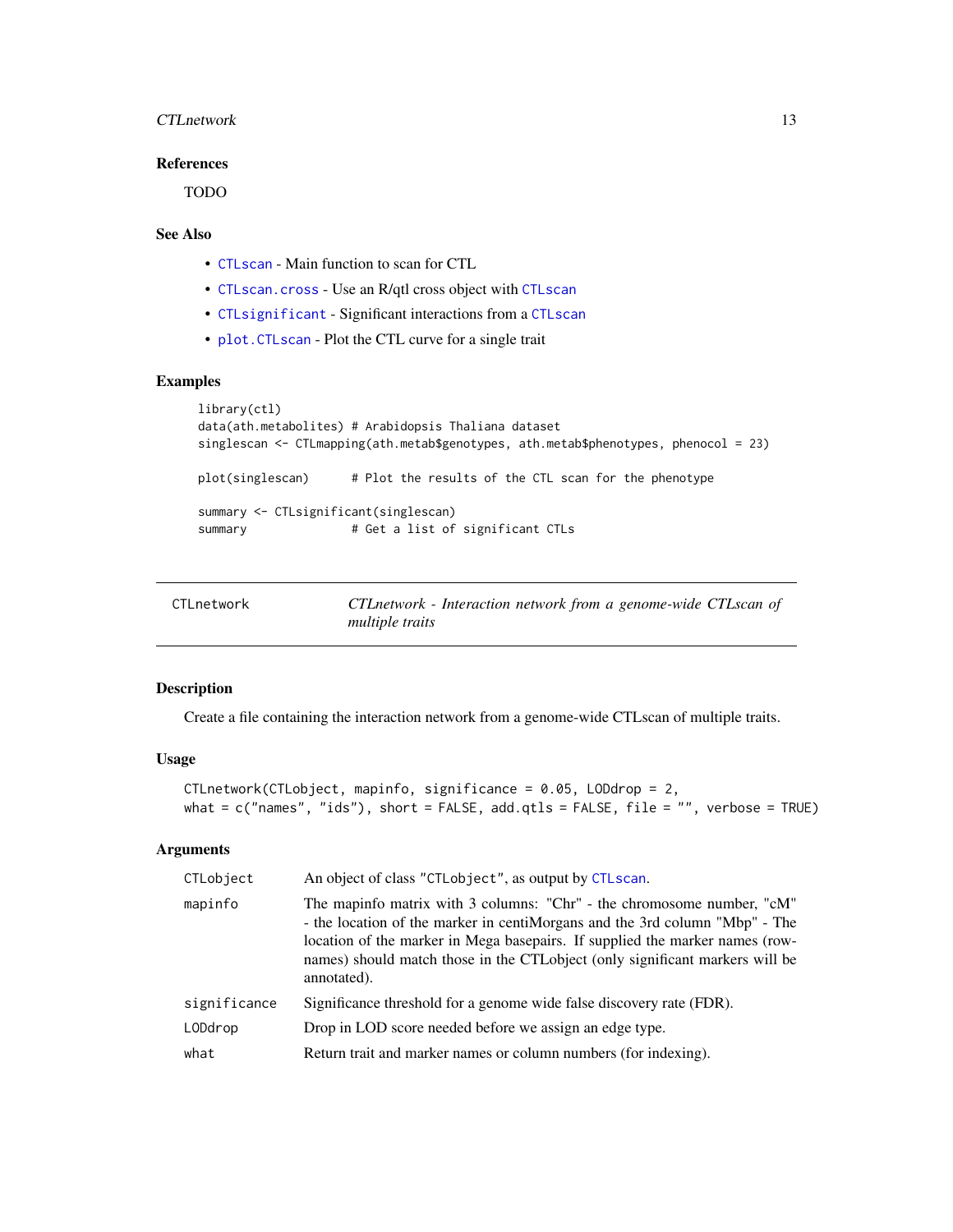## References

TODO

## See Also

- CTLscan - Main function to scan for CTL
- CTLscan.cross - Use an R/qtl cross object with CTLscan
- CTLsignificant - Significant interactions from a CTLscan
- plot.CTLscan - Plot the CTL curve for a single trait

## Examples

```
library(ctl)
data(ath.metabolites) # Arabidopsis Thaliana dataset
singlescan <- CTLmapping(ath.metab$genotypes, ath.metab$phenotypes, phenocol = 23)

plot(singlescan)      # Plot the results of the CTL scan for the phenotype

summary <- CTLsignificant(singlescan)
summary               # Get a list of significant CTLs
```

---

# CTLnetwork — *CTLnetwork - Interaction network from a genome-wide CTLscan of multiple traits*

## Description

Create a file containing the interaction network from a genome-wide CTLscan of multiple traits.

## Usage

```
CTLnetwork(CTLobject, mapinfo, significance = 0.05, LODdrop = 2,
what = c("names", "ids"), short = FALSE, add.qtls = FALSE, file = "", verbose = TRUE)
```

## Arguments

| | |
|---|---|
| CTLobject | An object of class "CTLobject", as output by CTLscan. |
| mapinfo | The mapinfo matrix with 3 columns: "Chr" - the chromosome number, "cM" - the location of the marker in centiMorgans and the 3rd column "Mbp" - The location of the marker in Mega basepairs. If supplied the marker names (rownames) should match those in the CTLobject (only significant markers will be annotated). |
| significance | Significance threshold for a genome wide false discovery rate (FDR). |
| LODdrop | Drop in LOD score needed before we assign an edge type. |
| what | Return trait and marker names or column numbers (for indexing). |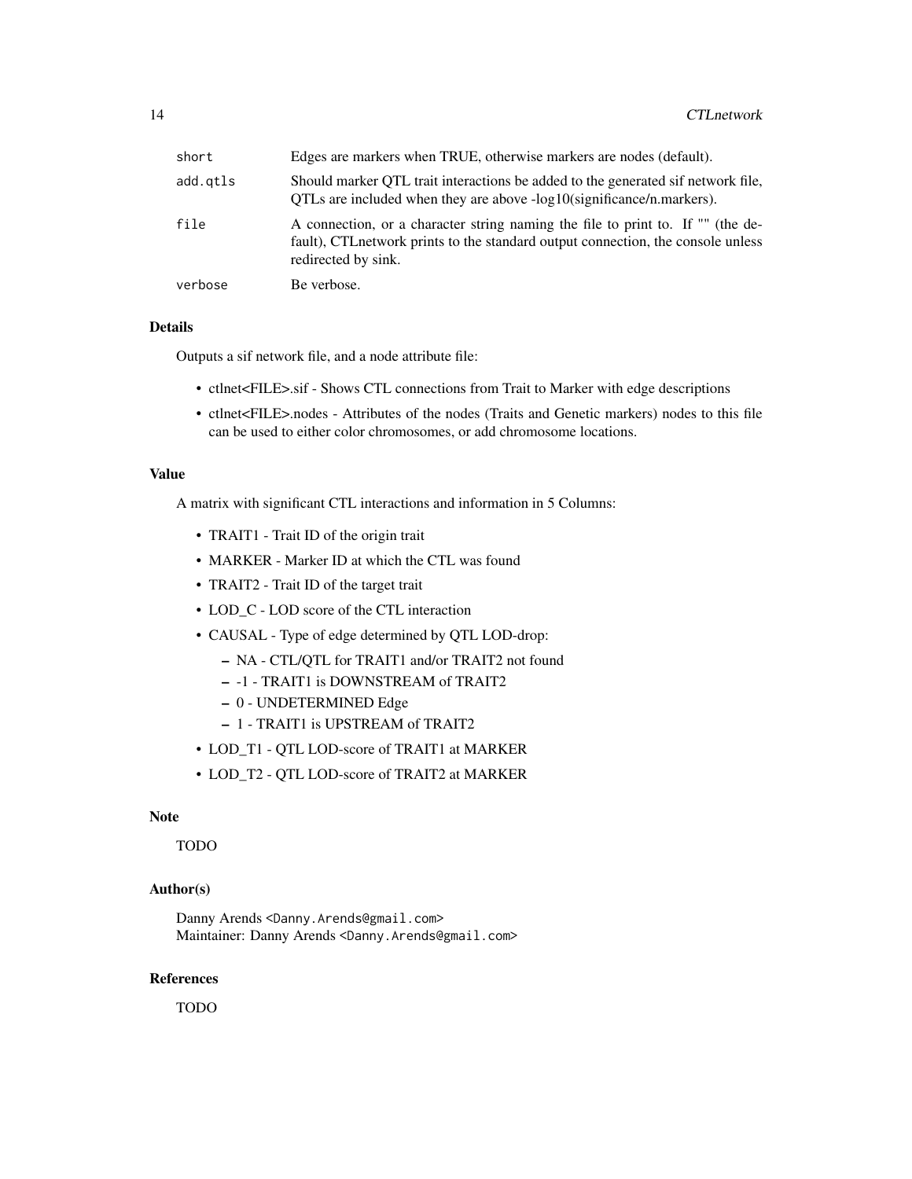| | |
|---|---|
| `short` | Edges are markers when TRUE, otherwise markers are nodes (default). |
| `add.qtls` | Should marker QTL trait interactions be added to the generated sif network file, QTLs are included when they are above -log10(significance/n.markers). |
| `file` | A connection, or a character string naming the file to print to. If "" (the default), CTLnetwork prints to the standard output connection, the console unless redirected by sink. |
| `verbose` | Be verbose. |

### Details

Outputs a sif network file, and a node attribute file:

- ctlnet<FILE>.sif - Shows CTL connections from Trait to Marker with edge descriptions
- ctlnet<FILE>.nodes - Attributes of the nodes (Traits and Genetic markers) nodes to this file can be used to either color chromosomes, or add chromosome locations.

### Value

A matrix with significant CTL interactions and information in 5 Columns:

- TRAIT1 - Trait ID of the origin trait
- MARKER - Marker ID at which the CTL was found
- TRAIT2 - Trait ID of the target trait
- LOD_C - LOD score of the CTL interaction
- CAUSAL - Type of edge determined by QTL LOD-drop:
  - NA - CTL/QTL for TRAIT1 and/or TRAIT2 not found
  - -1 - TRAIT1 is DOWNSTREAM of TRAIT2
  - 0 - UNDETERMINED Edge
  - 1 - TRAIT1 is UPSTREAM of TRAIT2
- LOD_T1 - QTL LOD-score of TRAIT1 at MARKER
- LOD_T2 - QTL LOD-score of TRAIT2 at MARKER

### Note

TODO

### Author(s)

Danny Arends <Danny.Arends@gmail.com>
Maintainer: Danny Arends <Danny.Arends@gmail.com>

### References

TODO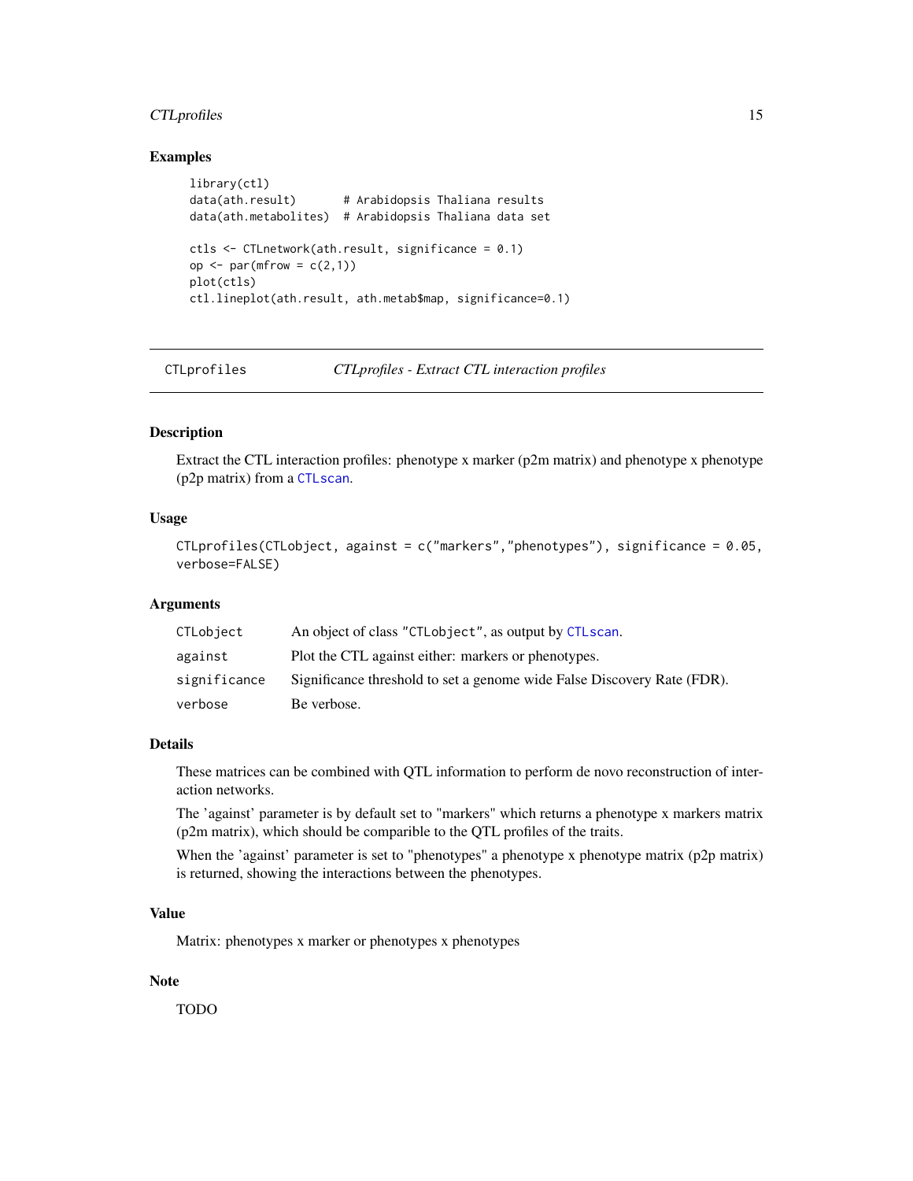## Examples

```
library(ctl)
data(ath.result)       # Arabidopsis Thaliana results
data(ath.metabolites)  # Arabidopsis Thaliana data set

ctls <- CTLnetwork(ath.result, significance = 0.1)
op <- par(mfrow = c(2,1))
plot(ctls)
ctl.lineplot(ath.result, ath.metab$map, significance=0.1)
```

---

# CTLprofiles — *CTLprofiles - Extract CTL interaction profiles*

---

### Description

Extract the CTL interaction profiles: phenotype x marker (p2m matrix) and phenotype x phenotype (p2p matrix) from a CTLscan.

### Usage

```
CTLprofiles(CTLobject, against = c("markers","phenotypes"), significance = 0.05,
verbose=FALSE)
```

### Arguments

| | |
|---|---|
| CTLobject | An object of class "CTLobject", as output by CTLscan. |
| against | Plot the CTL against either: markers or phenotypes. |
| significance | Significance threshold to set a genome wide False Discovery Rate (FDR). |
| verbose | Be verbose. |

### Details

These matrices can be combined with QTL information to perform de novo reconstruction of interaction networks.

The 'against' parameter is by default set to "markers" which returns a phenotype x markers matrix (p2m matrix), which should be comparible to the QTL profiles of the traits.

When the 'against' parameter is set to "phenotypes" a phenotype x phenotype matrix (p2p matrix) is returned, showing the interactions between the phenotypes.

### Value

Matrix: phenotypes x marker or phenotypes x phenotypes

### Note

TODO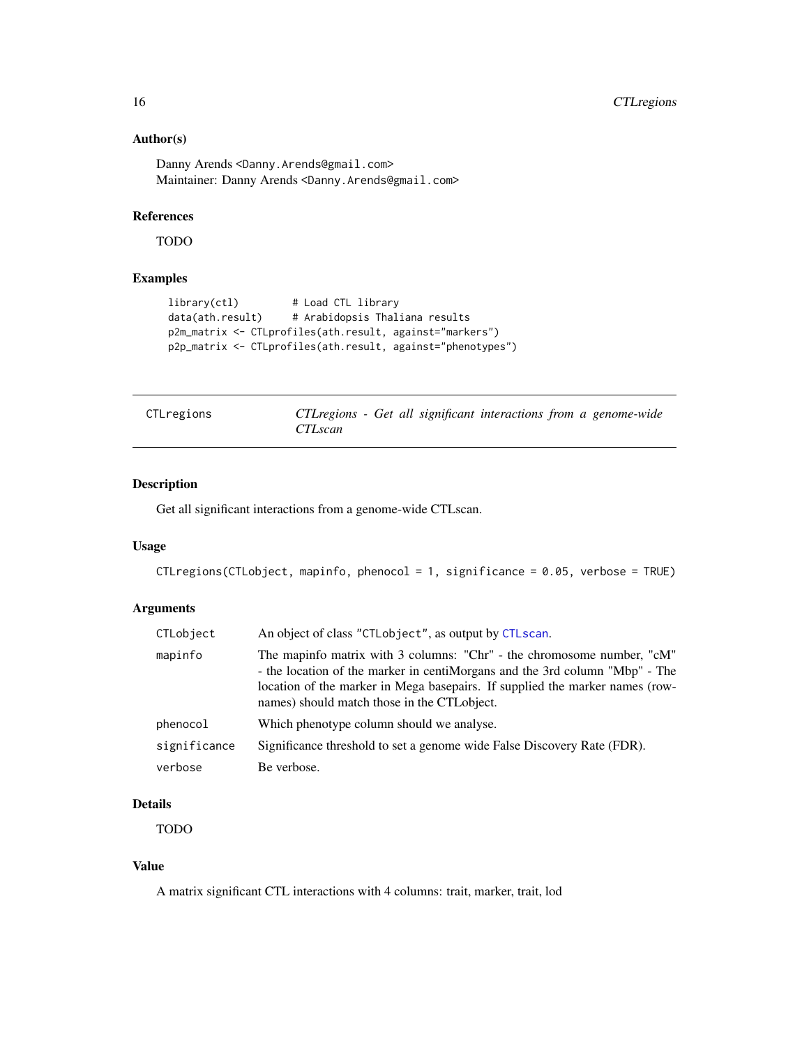### Author(s)

Danny Arends <Danny.Arends@gmail.com>
Maintainer: Danny Arends <Danny.Arends@gmail.com>

### References

TODO

### Examples

```
library(ctl)          # Load CTL library
data(ath.result)      # Arabidopsis Thaliana results
p2m_matrix <- CTLprofiles(ath.result, against="markers")
p2p_matrix <- CTLprofiles(ath.result, against="phenotypes")
```

---

## CTLregions — *CTLregions - Get all significant interactions from a genome-wide CTLscan*

---

### Description

Get all significant interactions from a genome-wide CTLscan.

### Usage

```
CTLregions(CTLobject, mapinfo, phenocol = 1, significance = 0.05, verbose = TRUE)
```

### Arguments

| | |
|---|---|
| `CTLobject` | An object of class "CTLobject", as output by CTLscan. |
| `mapinfo` | The mapinfo matrix with 3 columns: "Chr" - the chromosome number, "cM" - the location of the marker in centiMorgans and the 3rd column "Mbp" - The location of the marker in Mega basepairs. If supplied the marker names (rownames) should match those in the CTLobject. |
| `phenocol` | Which phenotype column should we analyse. |
| `significance` | Significance threshold to set a genome wide False Discovery Rate (FDR). |
| `verbose` | Be verbose. |

### Details

TODO

### Value

A matrix significant CTL interactions with 4 columns: trait, marker, trait, lod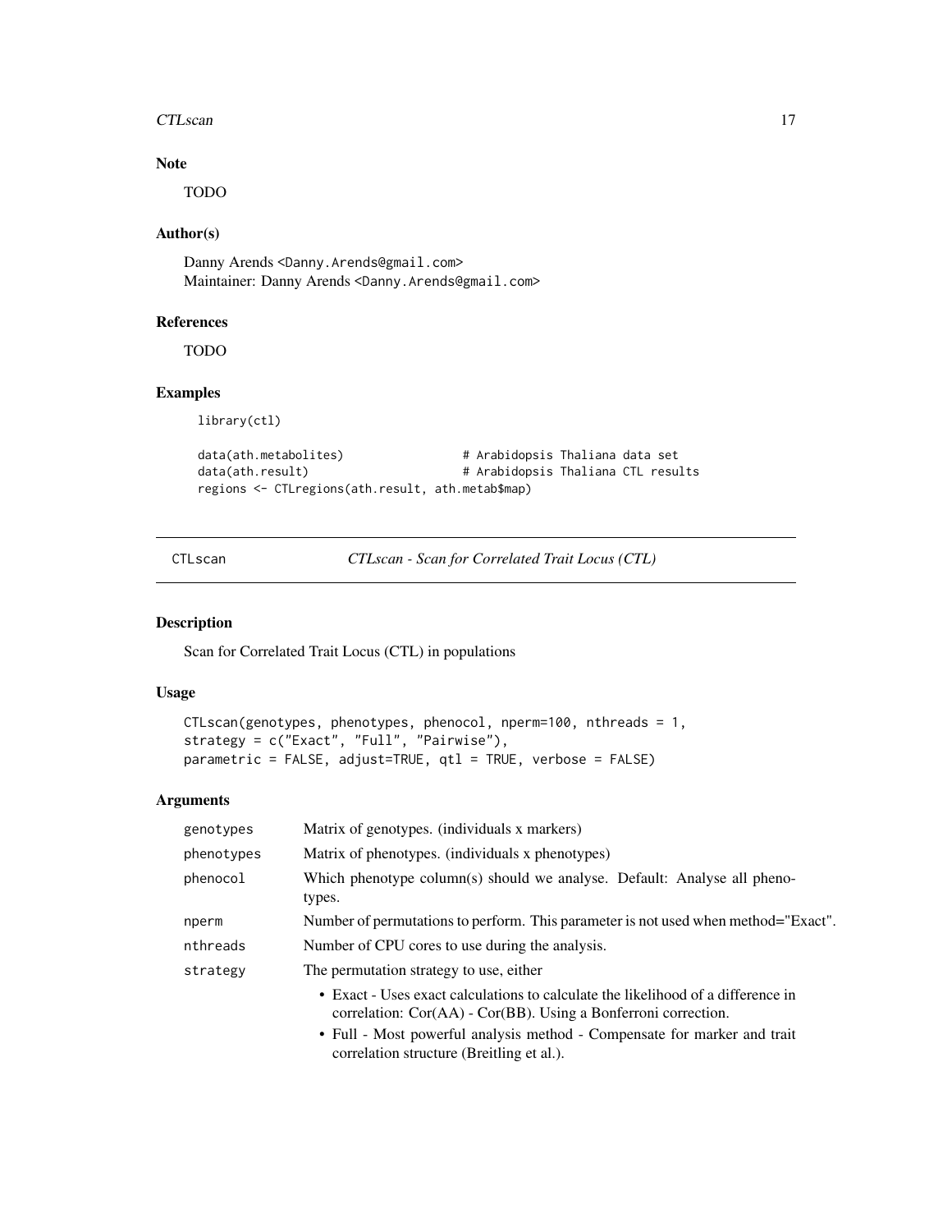## Note

TODO

## Author(s)

Danny Arends <Danny.Arends@gmail.com>
Maintainer: Danny Arends <Danny.Arends@gmail.com>

## References

TODO

## Examples

```
library(ctl)

data(ath.metabolites)                # Arabidopsis Thaliana data set
data(ath.result)                     # Arabidopsis Thaliana CTL results
regions <- CTLregions(ath.result, ath.metab$map)
```

---

# CTLscan — *CTLscan - Scan for Correlated Trait Locus (CTL)*

## Description

Scan for Correlated Trait Locus (CTL) in populations

## Usage

```
CTLscan(genotypes, phenotypes, phenocol, nperm=100, nthreads = 1,
strategy = c("Exact", "Full", "Pairwise"),
parametric = FALSE, adjust=TRUE, qtl = TRUE, verbose = FALSE)
```

## Arguments

| | |
|---|---|
| genotypes | Matrix of genotypes. (individuals x markers) |
| phenotypes | Matrix of phenotypes. (individuals x phenotypes) |
| phenocol | Which phenotype column(s) should we analyse. Default: Analyse all phenotypes. |
| nperm | Number of permutations to perform. This parameter is not used when method="Exact". |
| nthreads | Number of CPU cores to use during the analysis. |
| strategy | The permutation strategy to use, either<br>• Exact - Uses exact calculations to calculate the likelihood of a difference in correlation: Cor(AA) - Cor(BB). Using a Bonferroni correction.<br>• Full - Most powerful analysis method - Compensate for marker and trait correlation structure (Breitling et al.). |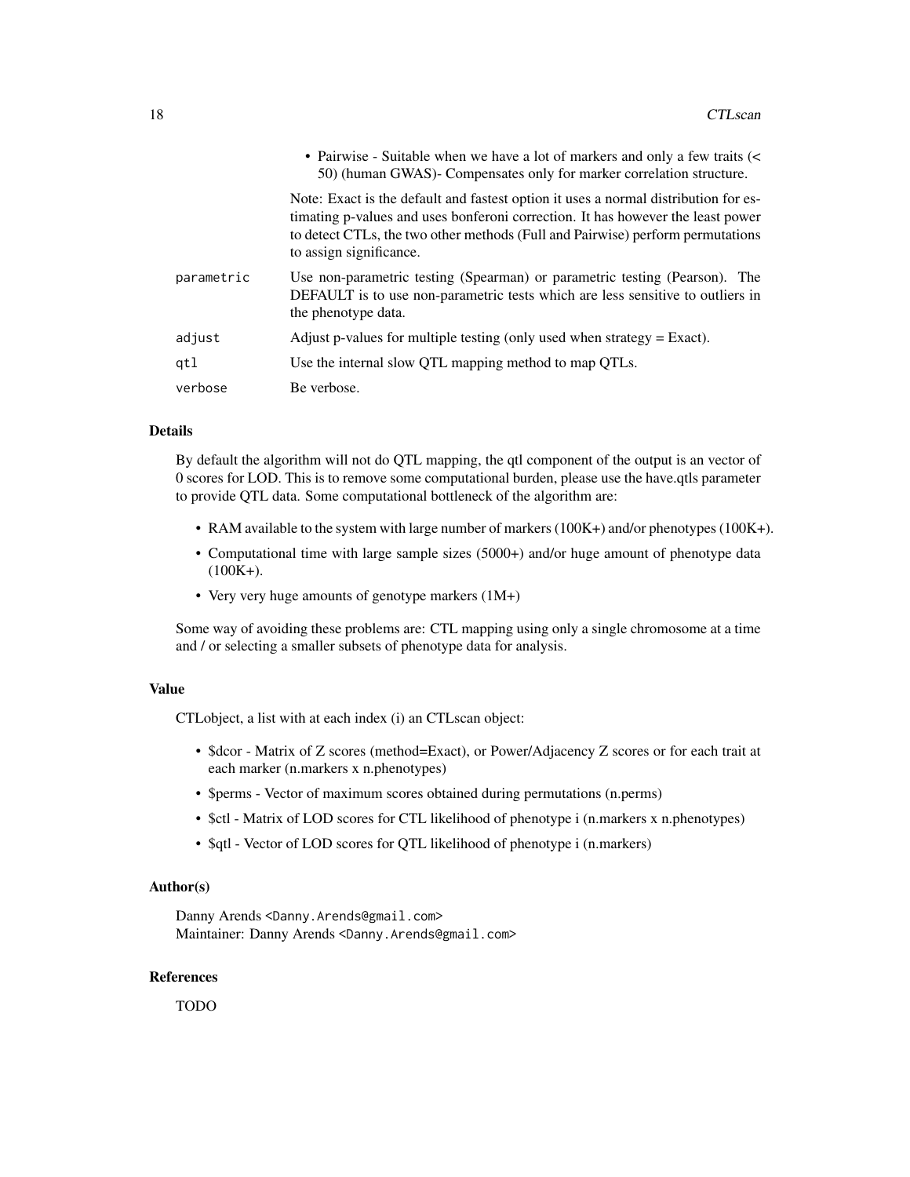- Pairwise - Suitable when we have a lot of markers and only a few traits (< 50) (human GWAS)- Compensates only for marker correlation structure.

  Note: Exact is the default and fastest option it uses a normal distribution for estimating p-values and uses bonferoni correction. It has however the least power to detect CTLs, the two other methods (Full and Pairwise) perform permutations to assign significance.

| | |
|---|---|
| `parametric` | Use non-parametric testing (Spearman) or parametric testing (Pearson). The DEFAULT is to use non-parametric tests which are less sensitive to outliers in the phenotype data. |
| `adjust` | Adjust p-values for multiple testing (only used when strategy = Exact). |
| `qtl` | Use the internal slow QTL mapping method to map QTLs. |
| `verbose` | Be verbose. |

### Details

By default the algorithm will not do QTL mapping, the qtl component of the output is an vector of 0 scores for LOD. This is to remove some computational burden, please use the have.qtls parameter to provide QTL data. Some computational bottleneck of the algorithm are:

- RAM available to the system with large number of markers (100K+) and/or phenotypes (100K+).
- Computational time with large sample sizes (5000+) and/or huge amount of phenotype data (100K+).
- Very very huge amounts of genotype markers (1M+)

Some way of avoiding these problems are: CTL mapping using only a single chromosome at a time and / or selecting a smaller subsets of phenotype data for analysis.

### Value

CTLobject, a list with at each index (i) an CTLscan object:

- $dcor - Matrix of Z scores (method=Exact), or Power/Adjacency Z scores or for each trait at each marker (n.markers x n.phenotypes)
- $perms - Vector of maximum scores obtained during permutations (n.perms)
- $ctl - Matrix of LOD scores for CTL likelihood of phenotype i (n.markers x n.phenotypes)
- $qtl - Vector of LOD scores for QTL likelihood of phenotype i (n.markers)

### Author(s)

Danny Arends <Danny.Arends@gmail.com>
Maintainer: Danny Arends <Danny.Arends@gmail.com>

### References

TODO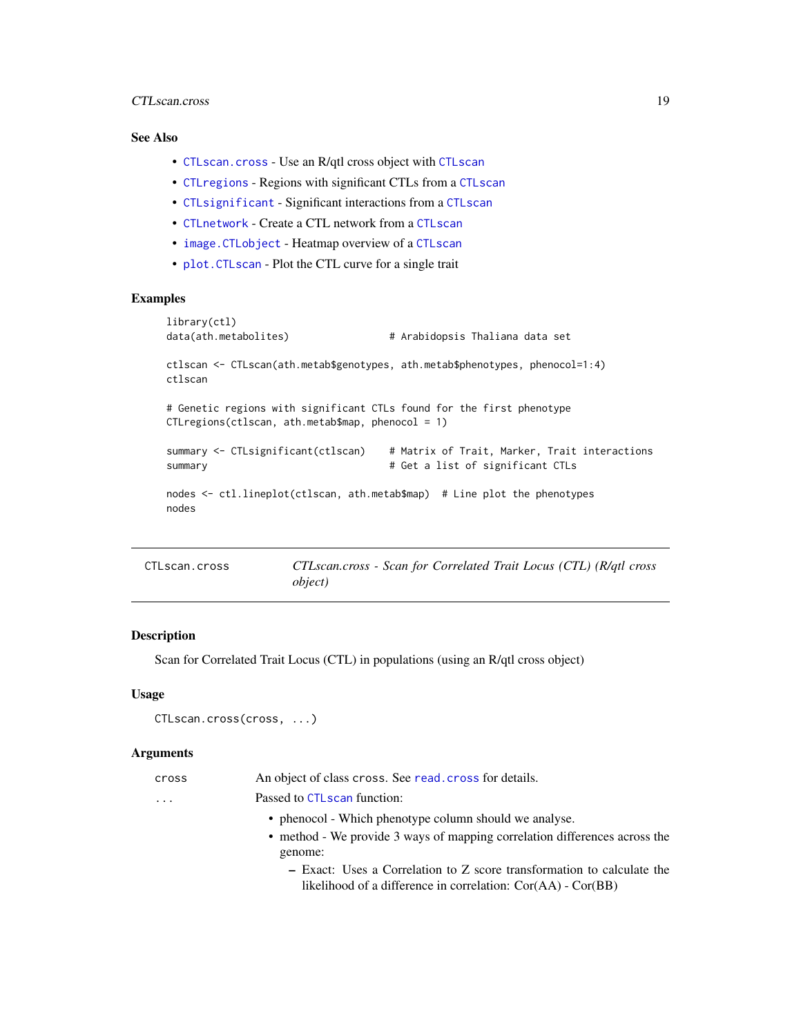### See Also

- `CTLscan.cross` - Use an R/qtl cross object with `CTLscan`
- `CTLregions` - Regions with significant CTLs from a `CTLscan`
- `CTLsignificant` - Significant interactions from a `CTLscan`
- `CTLnetwork` - Create a CTL network from a `CTLscan`
- `image.CTLobject` - Heatmap overview of a `CTLscan`
- `plot.CTLscan` - Plot the CTL curve for a single trait

### Examples

```
library(ctl)
data(ath.metabolites)                # Arabidopsis Thaliana data set

ctlscan <- CTLscan(ath.metab$genotypes, ath.metab$phenotypes, phenocol=1:4)
ctlscan

# Genetic regions with significant CTLs found for the first phenotype
CTLregions(ctlscan, ath.metab$map, phenocol = 1)

summary <- CTLsignificant(ctlscan)    # Matrix of Trait, Marker, Trait interactions
summary                               # Get a list of significant CTLs

nodes <- ctl.lineplot(ctlscan, ath.metab$map)  # Line plot the phenotypes
nodes
```

---

## CTLscan.cross — *CTLscan.cross - Scan for Correlated Trait Locus (CTL) (R/qtl cross object)*

### Description

Scan for Correlated Trait Locus (CTL) in populations (using an R/qtl cross object)

### Usage

```
CTLscan.cross(cross, ...)
```

### Arguments

| | |
|---|---|
| `cross` | An object of class `cross`. See `read.cross` for details. |
| `...` | Passed to `CTLscan` function:<br>• phenocol - Which phenotype column should we analyse.<br>• method - We provide 3 ways of mapping correlation differences across the genome:<br>&nbsp;&nbsp;– Exact: Uses a Correlation to Z score transformation to calculate the likelihood of a difference in correlation: Cor(AA) - Cor(BB) |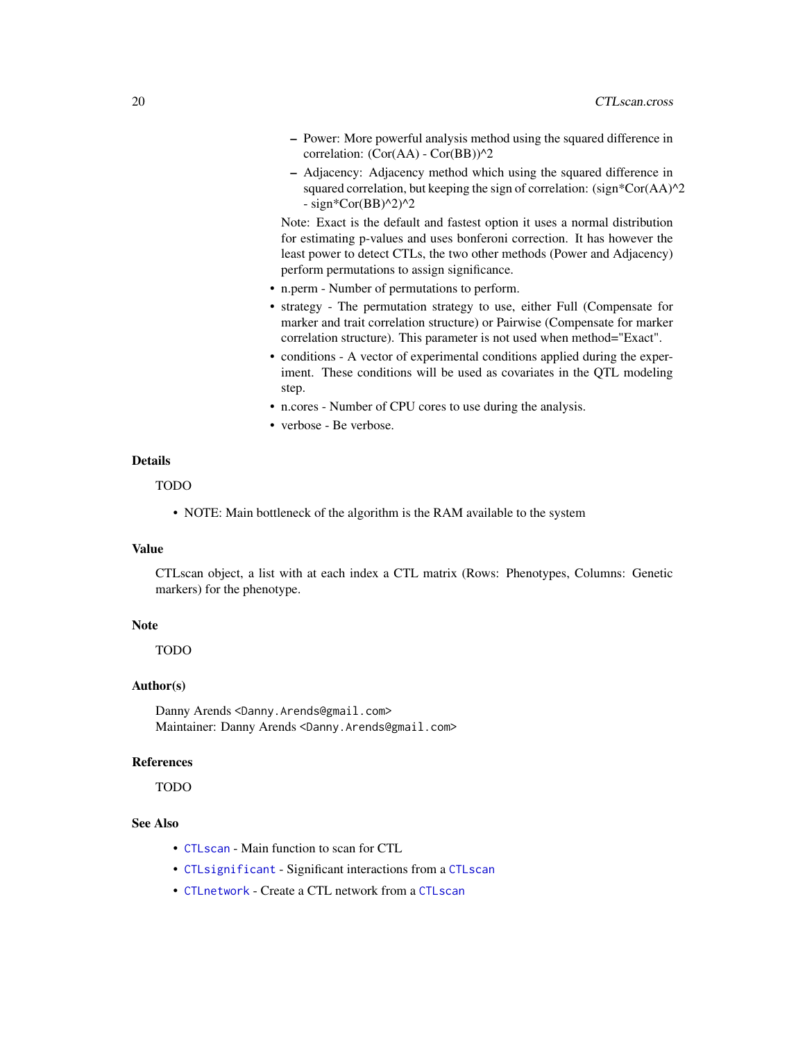- Power: More powerful analysis method using the squared difference in correlation: (Cor(AA) - Cor(BB))^2
  - Adjacency: Adjacency method which using the squared difference in squared correlation, but keeping the sign of correlation: (sign*Cor(AA)^2 - sign*Cor(BB)^2)^2

  Note: Exact is the default and fastest option it uses a normal distribution for estimating p-values and uses bonferoni correction. It has however the least power to detect CTLs, the two other methods (Power and Adjacency) perform permutations to assign significance.
- n.perm - Number of permutations to perform.
- strategy - The permutation strategy to use, either Full (Compensate for marker and trait correlation structure) or Pairwise (Compensate for marker correlation structure). This parameter is not used when method="Exact".
- conditions - A vector of experimental conditions applied during the experiment. These conditions will be used as covariates in the QTL modeling step.
- n.cores - Number of CPU cores to use during the analysis.
- verbose - Be verbose.

### Details

TODO

- NOTE: Main bottleneck of the algorithm is the RAM available to the system

### Value

CTLscan object, a list with at each index a CTL matrix (Rows: Phenotypes, Columns: Genetic markers) for the phenotype.

### Note

TODO

### Author(s)

Danny Arends <Danny.Arends@gmail.com>
Maintainer: Danny Arends <Danny.Arends@gmail.com>

### References

TODO

### See Also

- `CTLscan` - Main function to scan for CTL
- `CTLsignificant` - Significant interactions from a `CTLscan`
- `CTLnetwork` - Create a CTL network from a `CTLscan`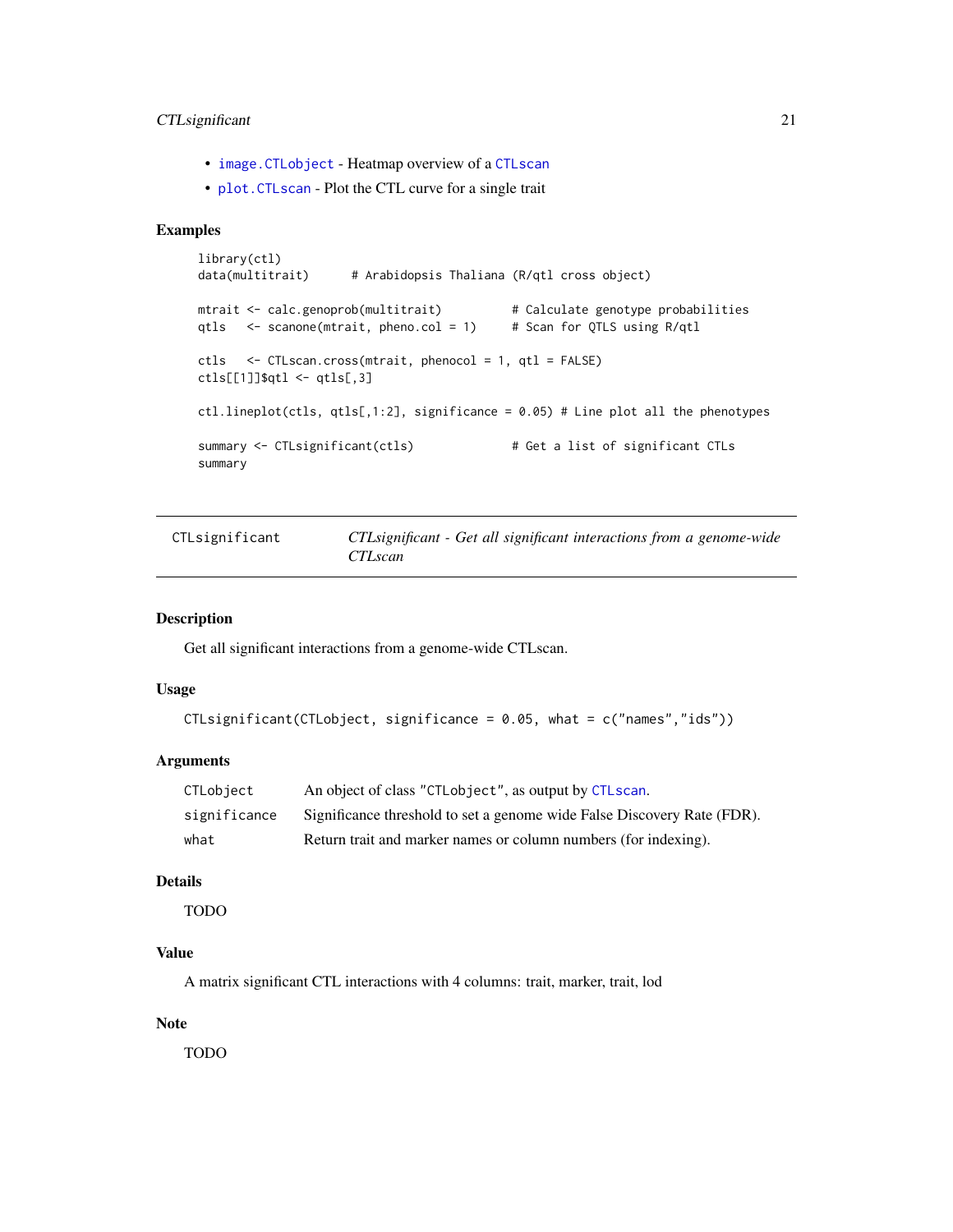- `image.CTLobject` - Heatmap overview of a `CTLscan`
- `plot.CTLscan` - Plot the CTL curve for a single trait

### Examples

```
library(ctl)
data(multitrait)      # Arabidopsis Thaliana (R/qtl cross object)

mtrait <- calc.genoprob(multitrait)          # Calculate genotype probabilities
qtls   <- scanone(mtrait, pheno.col = 1)     # Scan for QTLS using R/qtl

ctls   <- CTLscan.cross(mtrait, phenocol = 1, qtl = FALSE)
ctls[[1]]$qtl <- qtls[,3]

ctl.lineplot(ctls, qtls[,1:2], significance = 0.05) # Line plot all the phenotypes

summary <- CTLsignificant(ctls)              # Get a list of significant CTLs
summary
```

---

## CTLsignificant — *CTLsignificant - Get all significant interactions from a genome-wide CTLscan*

### Description

Get all significant interactions from a genome-wide CTLscan.

### Usage

```
CTLsignificant(CTLobject, significance = 0.05, what = c("names","ids"))
```

### Arguments

| | |
|---|---|
| `CTLobject` | An object of class `"CTLobject"`, as output by `CTLscan`. |
| `significance` | Significance threshold to set a genome wide False Discovery Rate (FDR). |
| `what` | Return trait and marker names or column numbers (for indexing). |

### Details

TODO

### Value

A matrix significant CTL interactions with 4 columns: trait, marker, trait, lod

### Note

TODO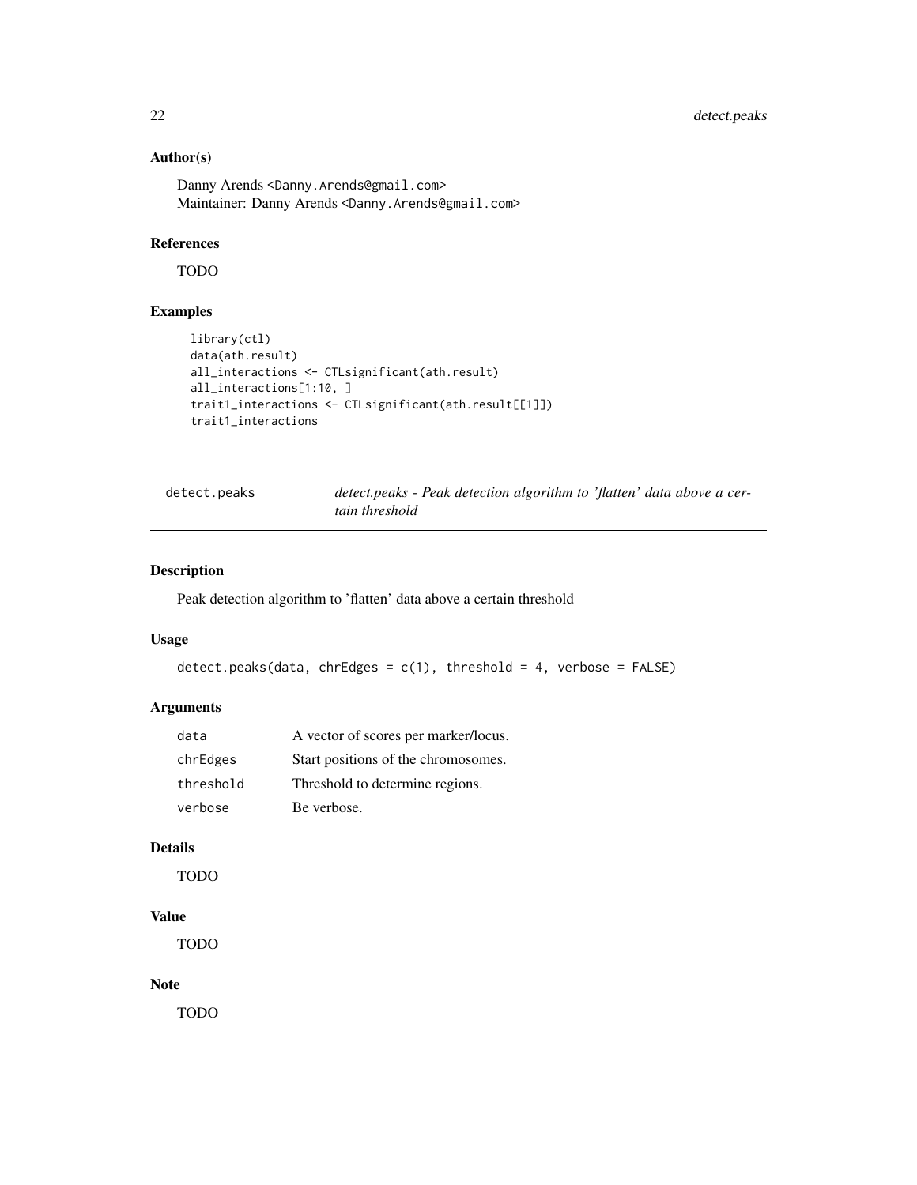### Author(s)

Danny Arends <Danny.Arends@gmail.com>
Maintainer: Danny Arends <Danny.Arends@gmail.com>

### References

TODO

### Examples

```
library(ctl)
data(ath.result)
all_interactions <- CTLsignificant(ath.result)
all_interactions[1:10, ]
trait1_interactions <- CTLsignificant(ath.result[[1]])
trait1_interactions
```

---

## detect.peaks — *detect.peaks - Peak detection algorithm to 'flatten' data above a certain threshold*

---

### Description

Peak detection algorithm to 'flatten' data above a certain threshold

### Usage

```
detect.peaks(data, chrEdges = c(1), threshold = 4, verbose = FALSE)
```

### Arguments

| | |
|---|---|
| `data` | A vector of scores per marker/locus. |
| `chrEdges` | Start positions of the chromosomes. |
| `threshold` | Threshold to determine regions. |
| `verbose` | Be verbose. |

### Details

TODO

### Value

TODO

### Note

TODO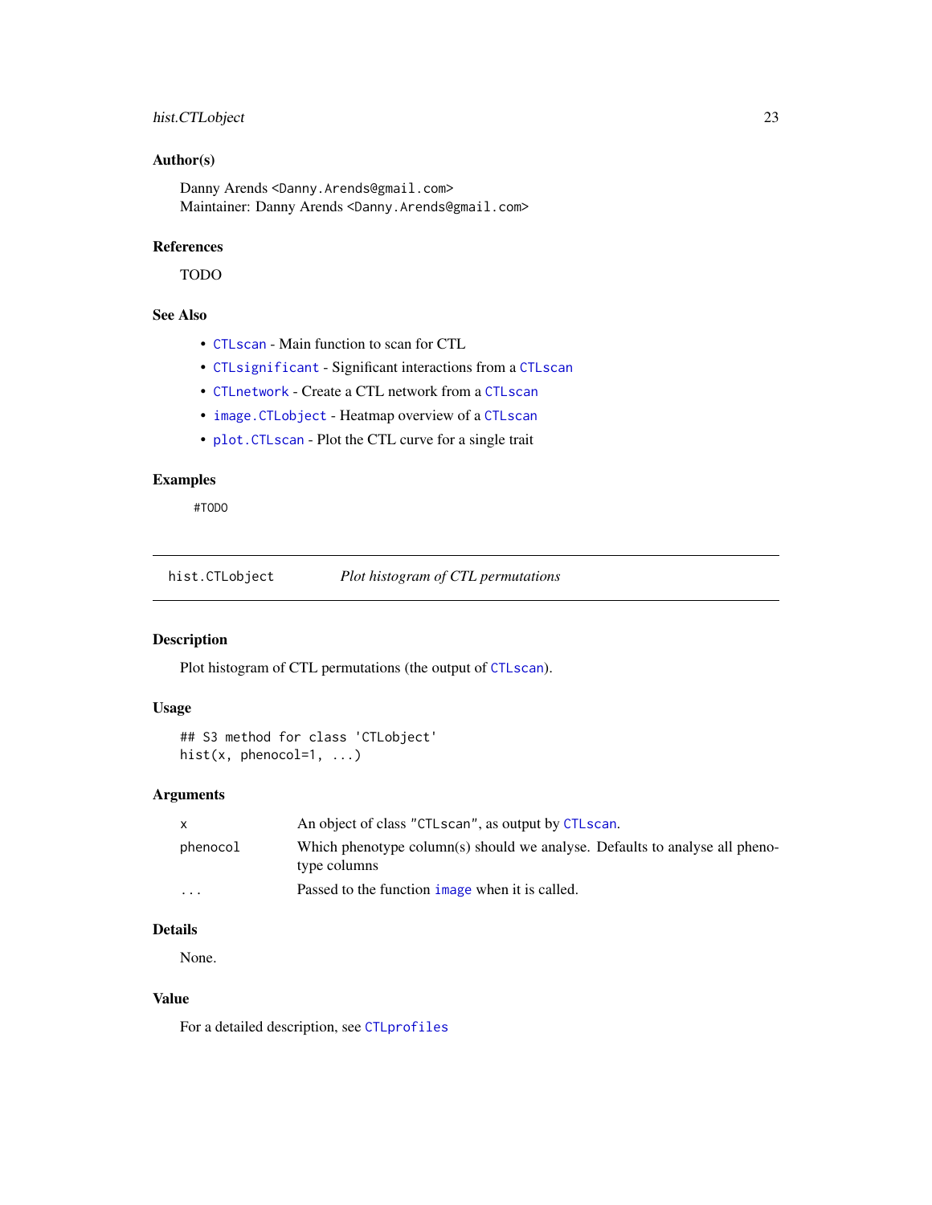### Author(s)

Danny Arends <Danny.Arends@gmail.com>
Maintainer: Danny Arends <Danny.Arends@gmail.com>

### References

TODO

### See Also

- `CTLscan` - Main function to scan for CTL
- `CTLsignificant` - Significant interactions from a `CTLscan`
- `CTLnetwork` - Create a CTL network from a `CTLscan`
- `image.CTLobject` - Heatmap overview of a `CTLscan`
- `plot.CTLscan` - Plot the CTL curve for a single trait

### Examples

```
#TODO
```

---

## hist.CTLobject — *Plot histogram of CTL permutations*

---

### Description

Plot histogram of CTL permutations (the output of `CTLscan`).

### Usage

```
## S3 method for class 'CTLobject'
hist(x, phenocol=1, ...)
```

### Arguments

| | |
|---|---|
| x | An object of class "CTLscan", as output by `CTLscan`. |
| phenocol | Which phenotype column(s) should we analyse. Defaults to analyse all phenotype columns |
| ... | Passed to the function `image` when it is called. |

### Details

None.

### Value

For a detailed description, see `CTLprofiles`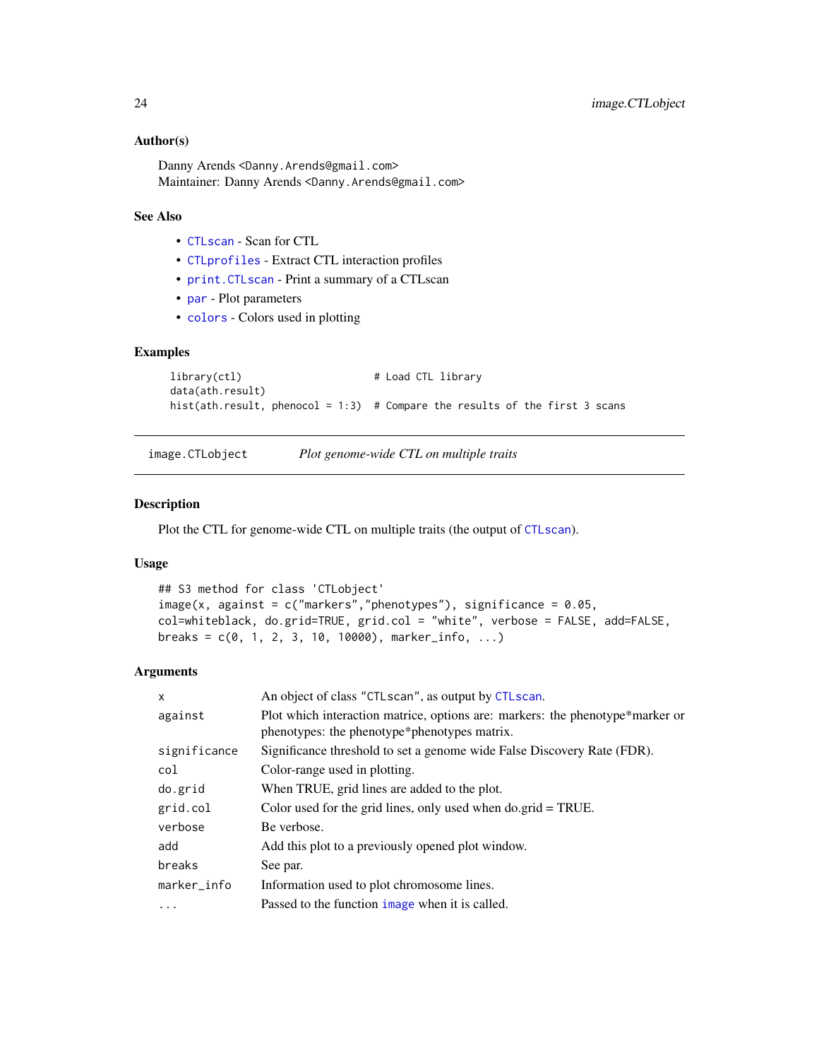### Author(s)

Danny Arends <Danny.Arends@gmail.com>
Maintainer: Danny Arends <Danny.Arends@gmail.com>

### See Also

- `CTLscan` - Scan for CTL
- `CTLprofiles` - Extract CTL interaction profiles
- `print.CTLscan` - Print a summary of a CTLscan
- `par` - Plot parameters
- `colors` - Colors used in plotting

### Examples

```
library(ctl)                      # Load CTL library
data(ath.result)
hist(ath.result, phenocol = 1:3)  # Compare the results of the first 3 scans
```

---

## image.CTLobject — *Plot genome-wide CTL on multiple traits*

### Description

Plot the CTL for genome-wide CTL on multiple traits (the output of `CTLscan`).

### Usage

```
## S3 method for class 'CTLobject'
image(x, against = c("markers","phenotypes"), significance = 0.05,
col=whiteblack, do.grid=TRUE, grid.col = "white", verbose = FALSE, add=FALSE,
breaks = c(0, 1, 2, 3, 10, 10000), marker_info, ...)
```

### Arguments

| | |
|---|---|
| `x` | An object of class "CTLscan", as output by `CTLscan`. |
| `against` | Plot which interaction matrice, options are: markers: the phenotype*marker or phenotypes: the phenotype*phenotypes matrix. |
| `significance` | Significance threshold to set a genome wide False Discovery Rate (FDR). |
| `col` | Color-range used in plotting. |
| `do.grid` | When TRUE, grid lines are added to the plot. |
| `grid.col` | Color used for the grid lines, only used when do.grid = TRUE. |
| `verbose` | Be verbose. |
| `add` | Add this plot to a previously opened plot window. |
| `breaks` | See par. |
| `marker_info` | Information used to plot chromosome lines. |
| `...` | Passed to the function `image` when it is called. |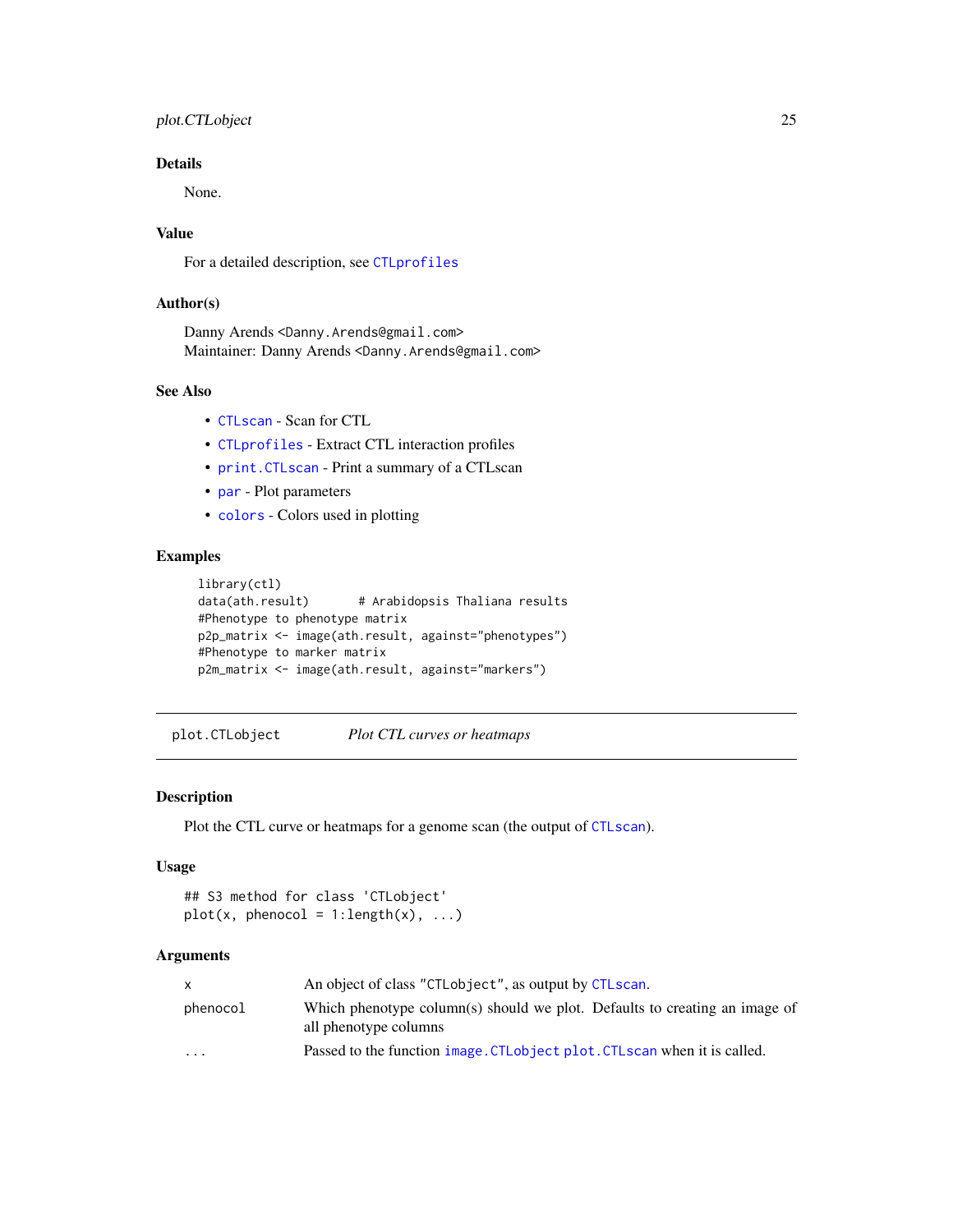### Details

None.

### Value

For a detailed description, see CTLprofiles

### Author(s)

Danny Arends <Danny.Arends@gmail.com>
Maintainer: Danny Arends <Danny.Arends@gmail.com>

### See Also

- CTLscan - Scan for CTL
- CTLprofiles - Extract CTL interaction profiles
- print.CTLscan - Print a summary of a CTLscan
- par - Plot parameters
- colors - Colors used in plotting

### Examples

```
library(ctl)
data(ath.result)       # Arabidopsis Thaliana results
#Phenotype to phenotype matrix
p2p_matrix <- image(ath.result, against="phenotypes")
#Phenotype to marker matrix
p2m_matrix <- image(ath.result, against="markers")
```

---

## plot.CTLobject *Plot CTL curves or heatmaps*

### Description

Plot the CTL curve or heatmaps for a genome scan (the output of CTLscan).

### Usage

```
## S3 method for class 'CTLobject'
plot(x, phenocol = 1:length(x), ...)
```

### Arguments

| | |
|---|---|
| x | An object of class "CTLobject", as output by CTLscan. |
| phenocol | Which phenotype column(s) should we plot. Defaults to creating an image of all phenotype columns |
| ... | Passed to the function image.CTLobject plot.CTLscan when it is called. |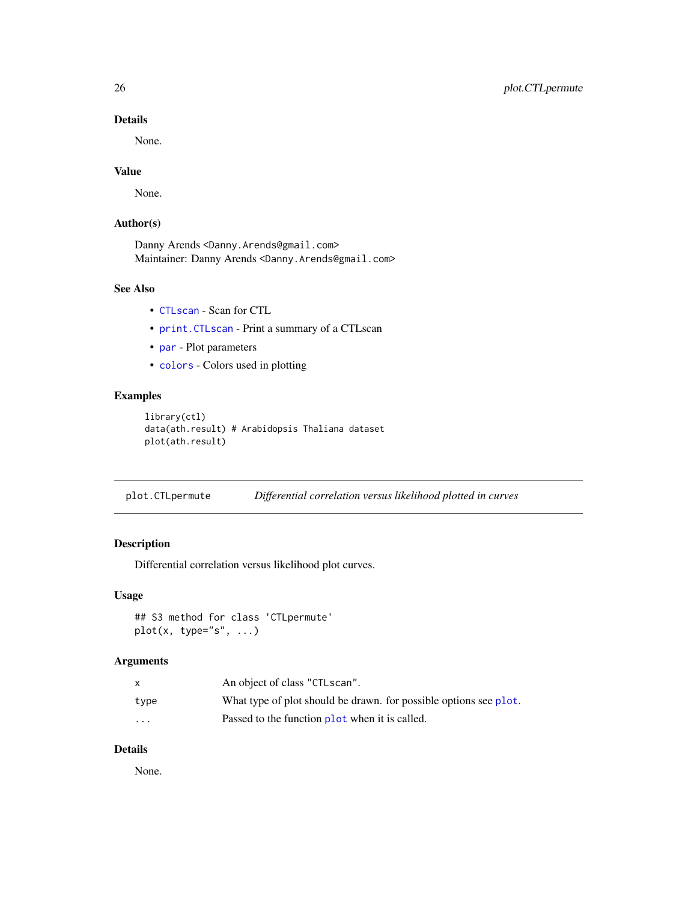### Details

None.

### Value

None.

### Author(s)

Danny Arends <Danny.Arends@gmail.com>
Maintainer: Danny Arends <Danny.Arends@gmail.com>

### See Also

- CTLscan - Scan for CTL
- print.CTLscan - Print a summary of a CTLscan
- par - Plot parameters
- colors - Colors used in plotting

### Examples

```
library(ctl)
data(ath.result) # Arabidopsis Thaliana dataset
plot(ath.result)
```

---

## plot.CTLpermute — *Differential correlation versus likelihood plotted in curves*

### Description

Differential correlation versus likelihood plot curves.

### Usage

```
## S3 method for class 'CTLpermute'
plot(x, type="s", ...)
```

### Arguments

| | |
|---|---|
| x | An object of class "CTLscan". |
| type | What type of plot should be drawn. for possible options see plot. |
| ... | Passed to the function plot when it is called. |

### Details

None.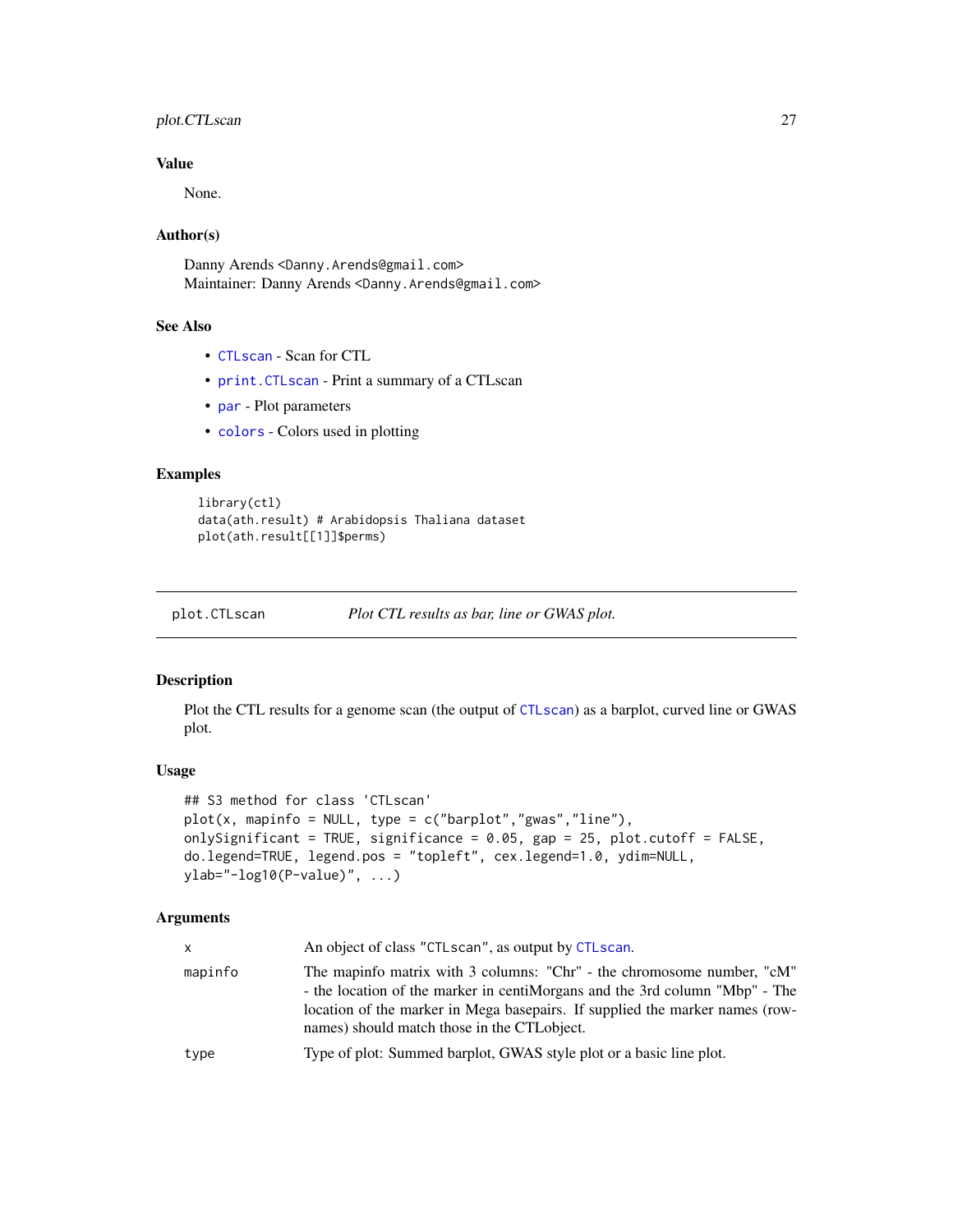## Value

None.

## Author(s)

Danny Arends <Danny.Arends@gmail.com>
Maintainer: Danny Arends <Danny.Arends@gmail.com>

## See Also

- `CTLscan` - Scan for CTL
- `print.CTLscan` - Print a summary of a CTLscan
- `par` - Plot parameters
- `colors` - Colors used in plotting

## Examples

```
library(ctl)
data(ath.result) # Arabidopsis Thaliana dataset
plot(ath.result[[1]]$perms)
```

---

# plot.CTLscan — *Plot CTL results as bar, line or GWAS plot.*

## Description

Plot the CTL results for a genome scan (the output of `CTLscan`) as a barplot, curved line or GWAS plot.

## Usage

```
## S3 method for class 'CTLscan'
plot(x, mapinfo = NULL, type = c("barplot","gwas","line"),
onlySignificant = TRUE, significance = 0.05, gap = 25, plot.cutoff = FALSE,
do.legend=TRUE, legend.pos = "topleft", cex.legend=1.0, ydim=NULL,
ylab="-log10(P-value)", ...)
```

## Arguments

| | |
|---|---|
| `x` | An object of class "CTLscan", as output by `CTLscan`. |
| `mapinfo` | The mapinfo matrix with 3 columns: "Chr" - the chromosome number, "cM" - the location of the marker in centiMorgans and the 3rd column "Mbp" - The location of the marker in Mega basepairs. If supplied the marker names (row-names) should match those in the CTLobject. |
| `type` | Type of plot: Summed barplot, GWAS style plot or a basic line plot. |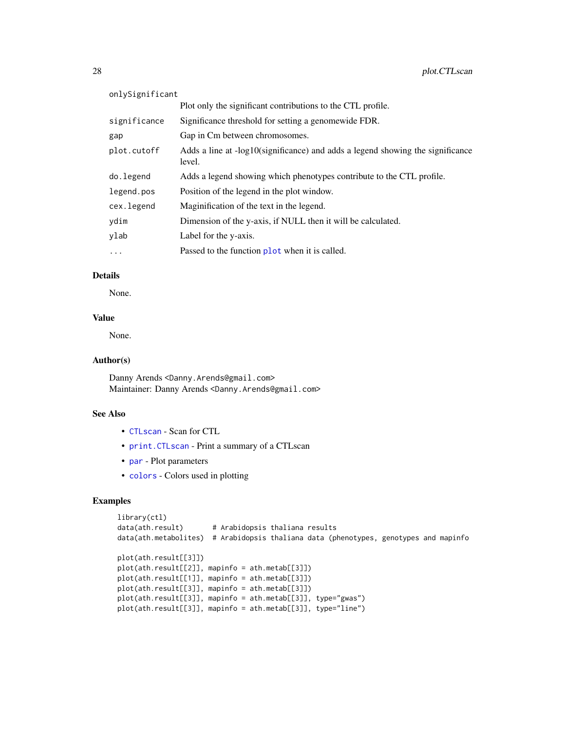| | |
|---|---|
| onlySignificant | Plot only the significant contributions to the CTL profile. |
| significance | Significance threshold for setting a genomewide FDR. |
| gap | Gap in Cm between chromosomes. |
| plot.cutoff | Adds a line at -log10(significance) and adds a legend showing the significance level. |
| do.legend | Adds a legend showing which phenotypes contribute to the CTL profile. |
| legend.pos | Position of the legend in the plot window. |
| cex.legend | Maginification of the text in the legend. |
| ydim | Dimension of the y-axis, if NULL then it will be calculated. |
| ylab | Label for the y-axis. |
| ... | Passed to the function plot when it is called. |

### Details

None.

### Value

None.

### Author(s)

Danny Arends <Danny.Arends@gmail.com>
Maintainer: Danny Arends <Danny.Arends@gmail.com>

### See Also

- CTLscan - Scan for CTL
- print.CTLscan - Print a summary of a CTLscan
- par - Plot parameters
- colors - Colors used in plotting

### Examples

```
library(ctl)
data(ath.result)       # Arabidopsis thaliana results
data(ath.metabolites)  # Arabidopsis thaliana data (phenotypes, genotypes and mapinfo

plot(ath.result[[3]])
plot(ath.result[[2]], mapinfo = ath.metab[[3]])
plot(ath.result[[1]], mapinfo = ath.metab[[3]])
plot(ath.result[[3]], mapinfo = ath.metab[[3]])
plot(ath.result[[3]], mapinfo = ath.metab[[3]], type="gwas")
plot(ath.result[[3]], mapinfo = ath.metab[[3]], type="line")
```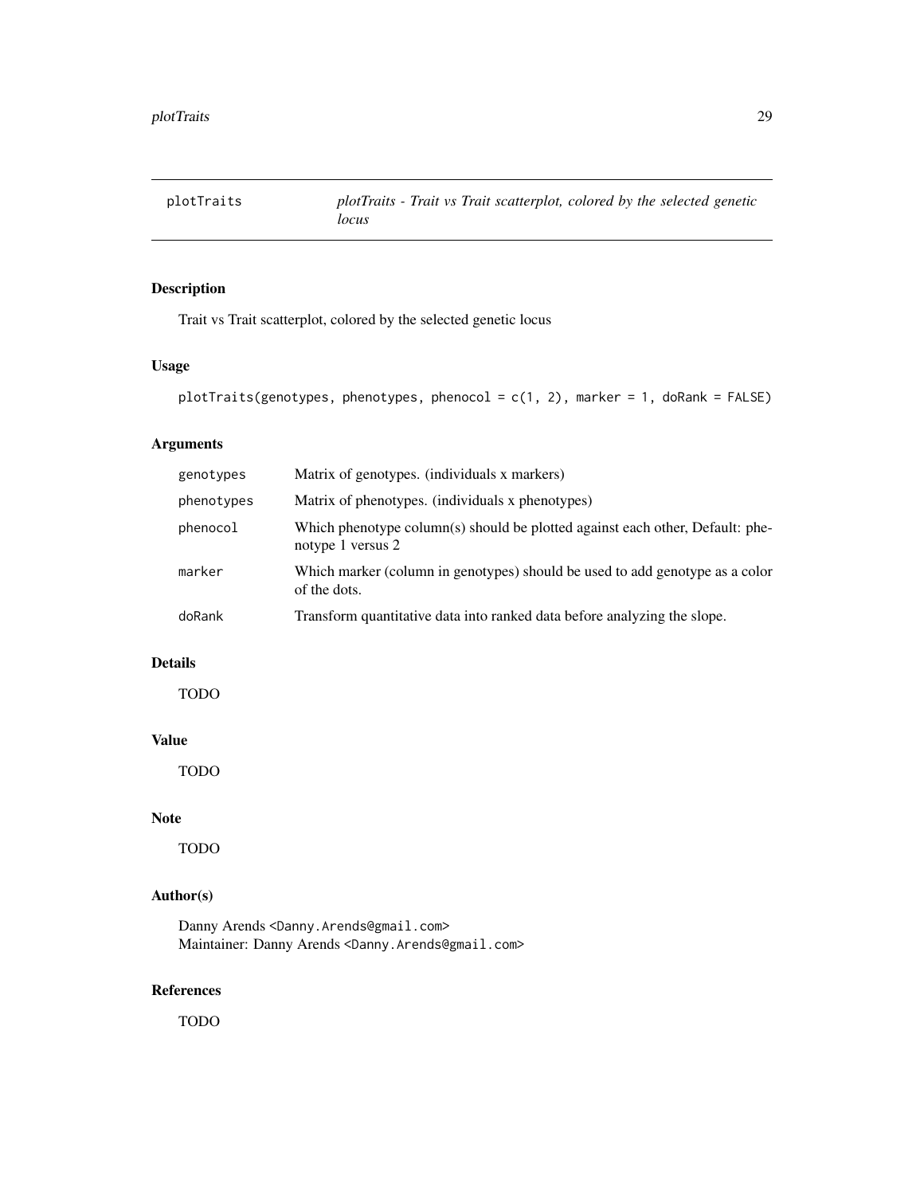| plotTraits | *plotTraits - Trait vs Trait scatterplot, colored by the selected genetic locus* |
|---|---|

## Description

Trait vs Trait scatterplot, colored by the selected genetic locus

## Usage

```
plotTraits(genotypes, phenotypes, phenocol = c(1, 2), marker = 1, doRank = FALSE)
```

## Arguments

| | |
|---|---|
| genotypes | Matrix of genotypes. (individuals x markers) |
| phenotypes | Matrix of phenotypes. (individuals x phenotypes) |
| phenocol | Which phenotype column(s) should be plotted against each other, Default: phenotype 1 versus 2 |
| marker | Which marker (column in genotypes) should be used to add genotype as a color of the dots. |
| doRank | Transform quantitative data into ranked data before analyzing the slope. |

## Details

TODO

## Value

TODO

## Note

TODO

## Author(s)

Danny Arends <Danny.Arends@gmail.com>
Maintainer: Danny Arends <Danny.Arends@gmail.com>

## References

TODO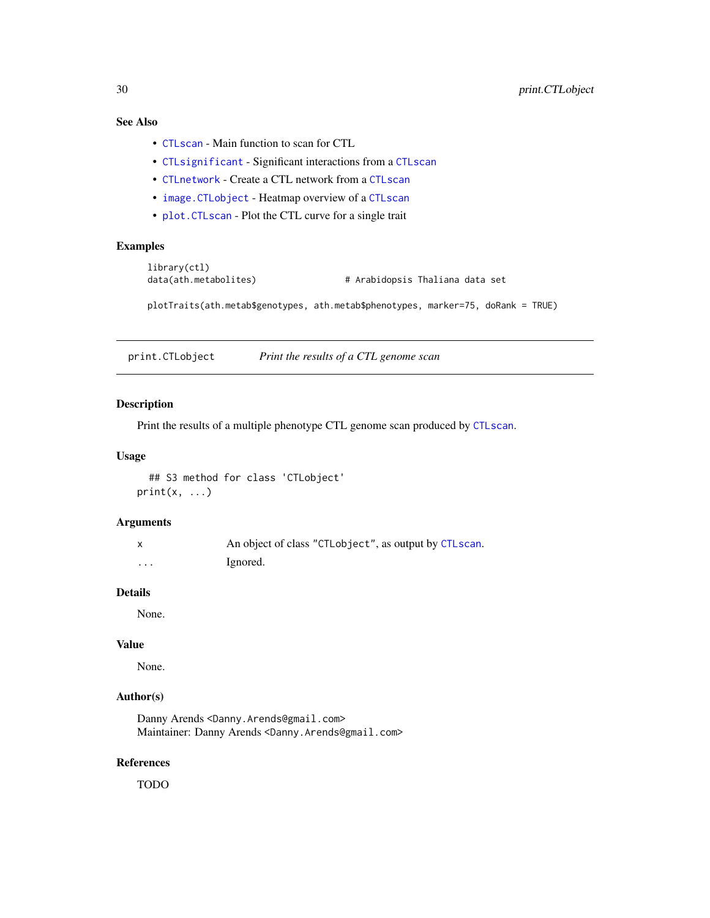### See Also

- `CTLscan` - Main function to scan for CTL
- `CTLsignificant` - Significant interactions from a `CTLscan`
- `CTLnetwork` - Create a CTL network from a `CTLscan`
- `image.CTLobject` - Heatmap overview of a `CTLscan`
- `plot.CTLscan` - Plot the CTL curve for a single trait

### Examples

```
library(ctl)
data(ath.metabolites)                # Arabidopsis Thaliana data set

plotTraits(ath.metab$genotypes, ath.metab$phenotypes, marker=75, doRank = TRUE)
```

---

## print.CTLobject — *Print the results of a CTL genome scan*

---

### Description

Print the results of a multiple phenotype CTL genome scan produced by `CTLscan`.

### Usage

```
## S3 method for class 'CTLobject'
print(x, ...)
```

### Arguments

| | |
|---|---|
| `x` | An object of class `"CTLobject"`, as output by `CTLscan`. |
| `...` | Ignored. |

### Details

None.

### Value

None.

### Author(s)

Danny Arends <Danny.Arends@gmail.com>
Maintainer: Danny Arends <Danny.Arends@gmail.com>

### References

TODO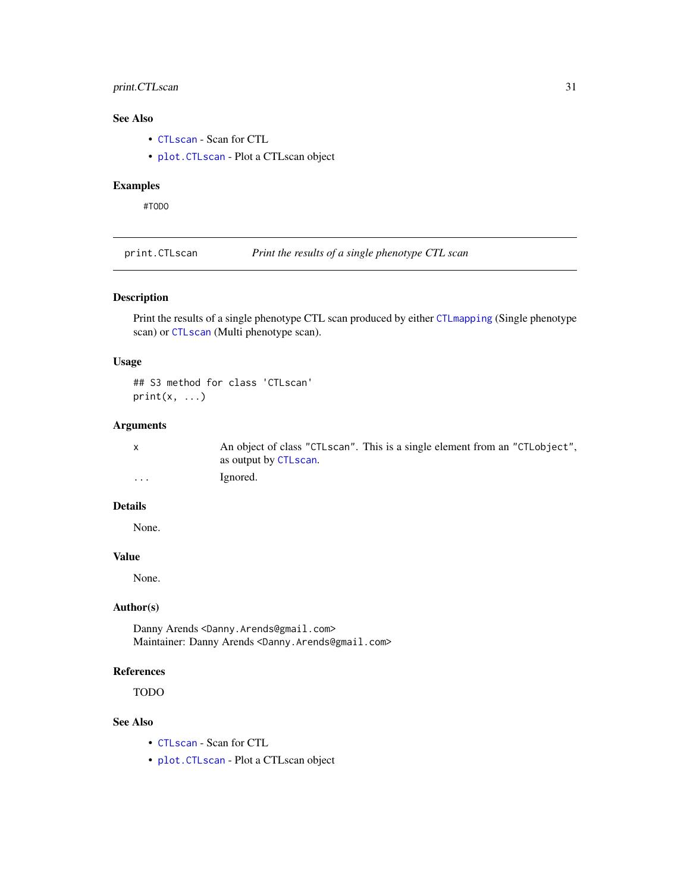## See Also

- `CTLscan` - Scan for CTL
- `plot.CTLscan` - Plot a CTLscan object

## Examples

```
#TODO
```

---

`print.CTLscan` *Print the results of a single phenotype CTL scan*

---

## Description

Print the results of a single phenotype CTL scan produced by either `CTLmapping` (Single phenotype scan) or `CTLscan` (Multi phenotype scan).

## Usage

```
## S3 method for class 'CTLscan'
print(x, ...)
```

## Arguments

| | |
|---|---|
| `x` | An object of class `"CTLscan"`. This is a single element from an `"CTLobject"`, as output by `CTLscan`. |
| `...` | Ignored. |

## Details

None.

## Value

None.

## Author(s)

Danny Arends `<Danny.Arends@gmail.com>`
Maintainer: Danny Arends `<Danny.Arends@gmail.com>`

## References

TODO

## See Also

- `CTLscan` - Scan for CTL
- `plot.CTLscan` - Plot a CTLscan object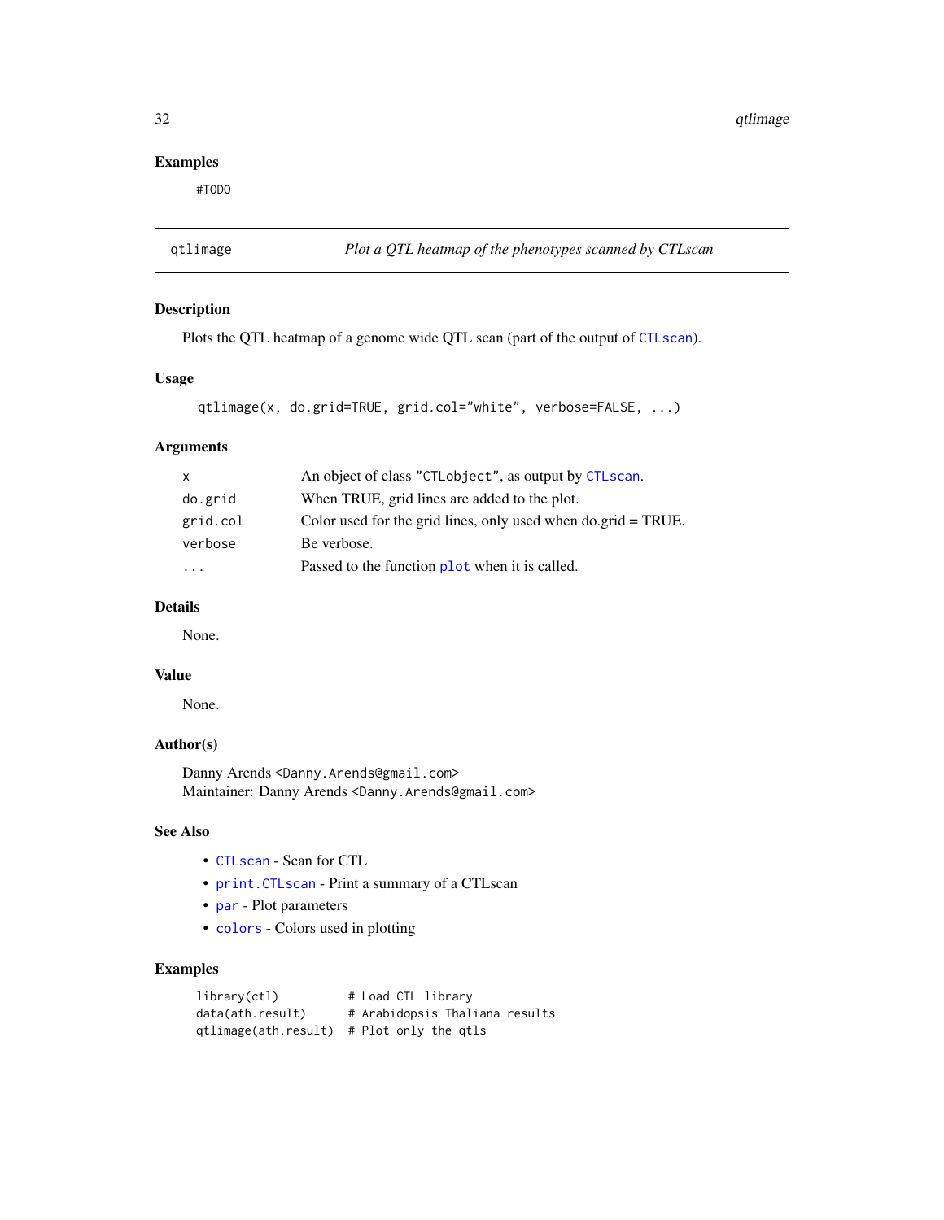## Examples

```
#TODO
```

---

# qtlimage — *Plot a QTL heatmap of the phenotypes scanned by CTLscan*

---

## Description

Plots the QTL heatmap of a genome wide QTL scan (part of the output of CTLscan).

## Usage

```
qtlimage(x, do.grid=TRUE, grid.col="white", verbose=FALSE, ...)
```

## Arguments

| | |
|---|---|
| x | An object of class "CTLobject", as output by CTLscan. |
| do.grid | When TRUE, grid lines are added to the plot. |
| grid.col | Color used for the grid lines, only used when do.grid = TRUE. |
| verbose | Be verbose. |
| ... | Passed to the function plot when it is called. |

## Details

None.

## Value

None.

## Author(s)

Danny Arends <Danny.Arends@gmail.com>
Maintainer: Danny Arends <Danny.Arends@gmail.com>

## See Also

- CTLscan - Scan for CTL
- print.CTLscan - Print a summary of a CTLscan
- par - Plot parameters
- colors - Colors used in plotting

## Examples

```
library(ctl)          # Load CTL library
data(ath.result)      # Arabidopsis Thaliana results
qtlimage(ath.result)  # Plot only the qtls
```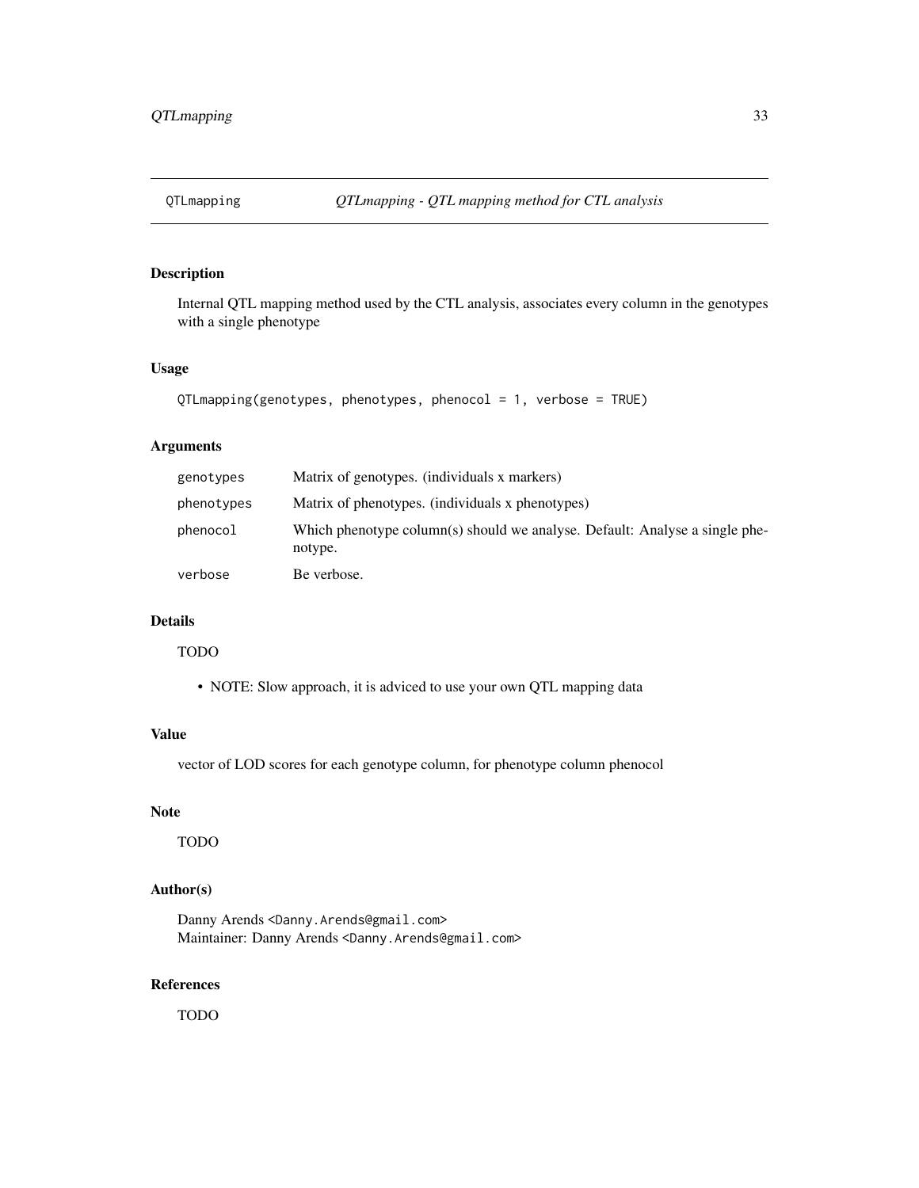QTLmapping *QTLmapping - QTL mapping method for CTL analysis*

## Description

Internal QTL mapping method used by the CTL analysis, associates every column in the genotypes with a single phenotype

## Usage

```
QTLmapping(genotypes, phenotypes, phenocol = 1, verbose = TRUE)
```

## Arguments

| | |
|---|---|
| genotypes | Matrix of genotypes. (individuals x markers) |
| phenotypes | Matrix of phenotypes. (individuals x phenotypes) |
| phenocol | Which phenotype column(s) should we analyse. Default: Analyse a single phenotype. |
| verbose | Be verbose. |

## Details

TODO

- NOTE: Slow approach, it is adviced to use your own QTL mapping data

## Value

vector of LOD scores for each genotype column, for phenotype column phenocol

## Note

TODO

## Author(s)

Danny Arends <Danny.Arends@gmail.com>  
Maintainer: Danny Arends <Danny.Arends@gmail.com>

## References

TODO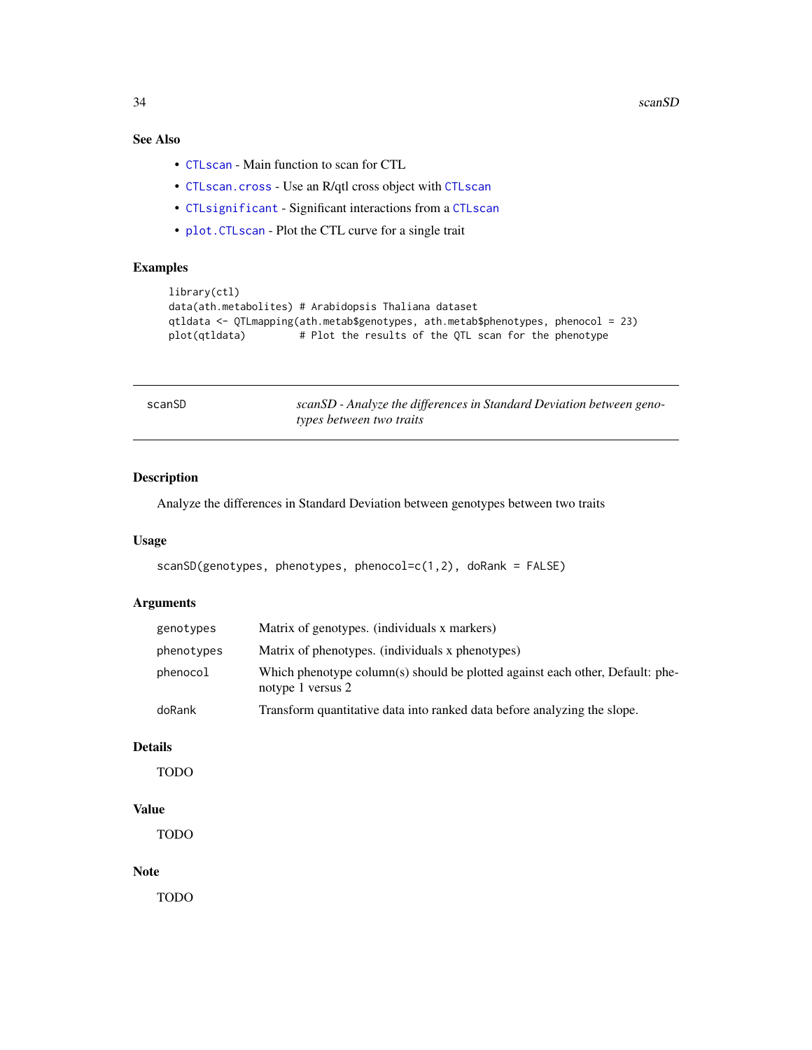## See Also

- `CTLscan` - Main function to scan for CTL
- `CTLscan.cross` - Use an R/qtl cross object with `CTLscan`
- `CTLsignificant` - Significant interactions from a `CTLscan`
- `plot.CTLscan` - Plot the CTL curve for a single trait

## Examples

```
library(ctl)
data(ath.metabolites) # Arabidopsis Thaliana dataset
qtldata <- QTLmapping(ath.metab$genotypes, ath.metab$phenotypes, phenocol = 23)
plot(qtldata)         # Plot the results of the QTL scan for the phenotype
```

---

# scanSD — *scanSD - Analyze the differences in Standard Deviation between genotypes between two traits*

---

## Description

Analyze the differences in Standard Deviation between genotypes between two traits

## Usage

```
scanSD(genotypes, phenotypes, phenocol=c(1,2), doRank = FALSE)
```

## Arguments

| | |
|---|---|
| `genotypes` | Matrix of genotypes. (individuals x markers) |
| `phenotypes` | Matrix of phenotypes. (individuals x phenotypes) |
| `phenocol` | Which phenotype column(s) should be plotted against each other, Default: phenotype 1 versus 2 |
| `doRank` | Transform quantitative data into ranked data before analyzing the slope. |

## Details

TODO

## Value

TODO

## Note

TODO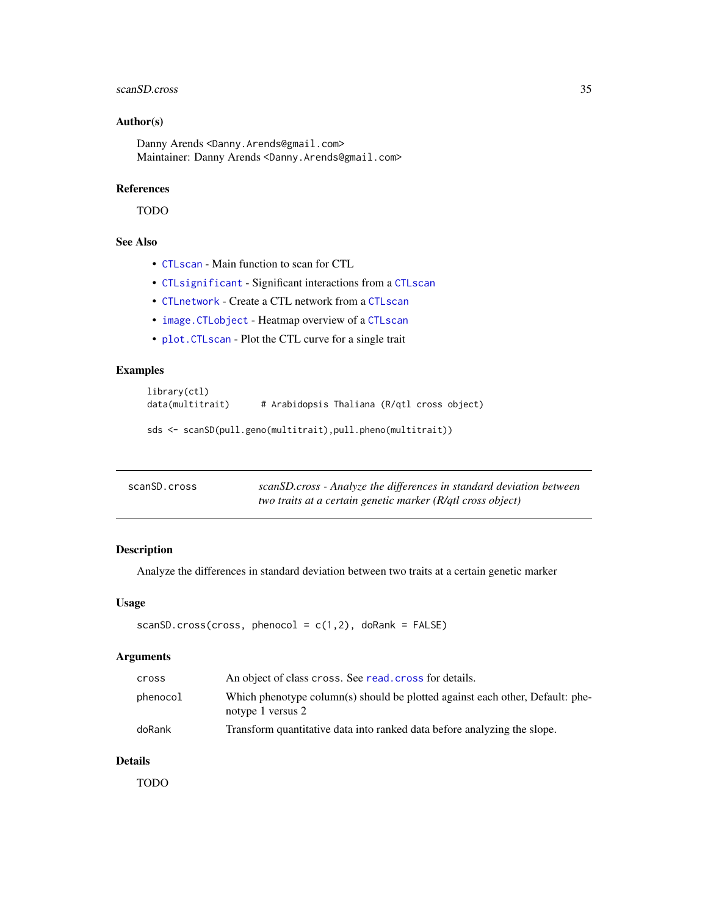### Author(s)

Danny Arends <Danny.Arends@gmail.com>
Maintainer: Danny Arends <Danny.Arends@gmail.com>

### References

TODO

### See Also

- CTLscan - Main function to scan for CTL
- CTLsignificant - Significant interactions from a CTLscan
- CTLnetwork - Create a CTL network from a CTLscan
- image.CTLobject - Heatmap overview of a CTLscan
- plot.CTLscan - Plot the CTL curve for a single trait

### Examples

```
library(ctl)
data(multitrait)      # Arabidopsis Thaliana (R/qtl cross object)

sds <- scanSD(pull.geno(multitrait),pull.pheno(multitrait))
```

---

## scanSD.cross

*scanSD.cross - Analyze the differences in standard deviation between two traits at a certain genetic marker (R/qtl cross object)*

### Description

Analyze the differences in standard deviation between two traits at a certain genetic marker

### Usage

```
scanSD.cross(cross, phenocol = c(1,2), doRank = FALSE)
```

### Arguments

| | |
|---|---|
| cross | An object of class cross. See read.cross for details. |
| phenocol | Which phenotype column(s) should be plotted against each other, Default: phenotype 1 versus 2 |
| doRank | Transform quantitative data into ranked data before analyzing the slope. |

### Details

TODO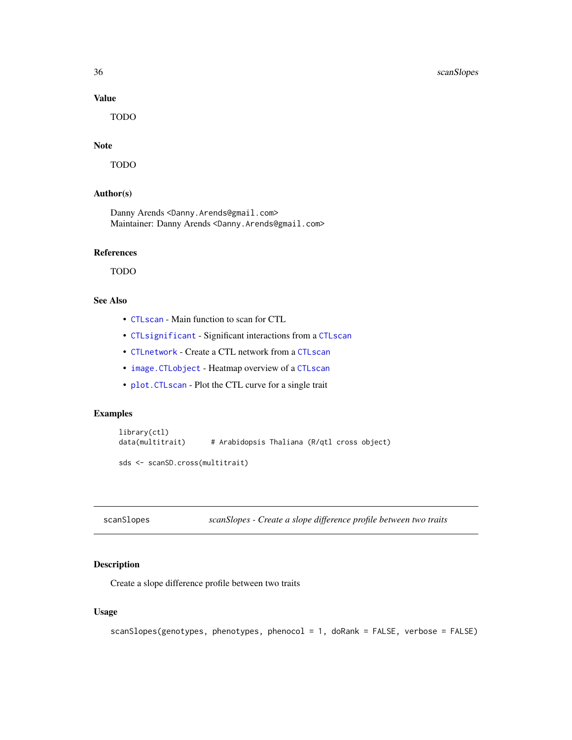### Value

TODO

### Note

TODO

### Author(s)

Danny Arends <Danny.Arends@gmail.com>
Maintainer: Danny Arends <Danny.Arends@gmail.com>

### References

TODO

### See Also

- CTLscan - Main function to scan for CTL
- CTLsignificant - Significant interactions from a CTLscan
- CTLnetwork - Create a CTL network from a CTLscan
- image.CTLobject - Heatmap overview of a CTLscan
- plot.CTLscan - Plot the CTL curve for a single trait

### Examples

```
library(ctl)
data(multitrait)      # Arabidopsis Thaliana (R/qtl cross object)

sds <- scanSD.cross(multitrait)
```

---

## scanSlopes &nbsp;&nbsp;&nbsp;&nbsp; *scanSlopes - Create a slope difference profile between two traits*

### Description

Create a slope difference profile between two traits

### Usage

```
scanSlopes(genotypes, phenotypes, phenocol = 1, doRank = FALSE, verbose = FALSE)
```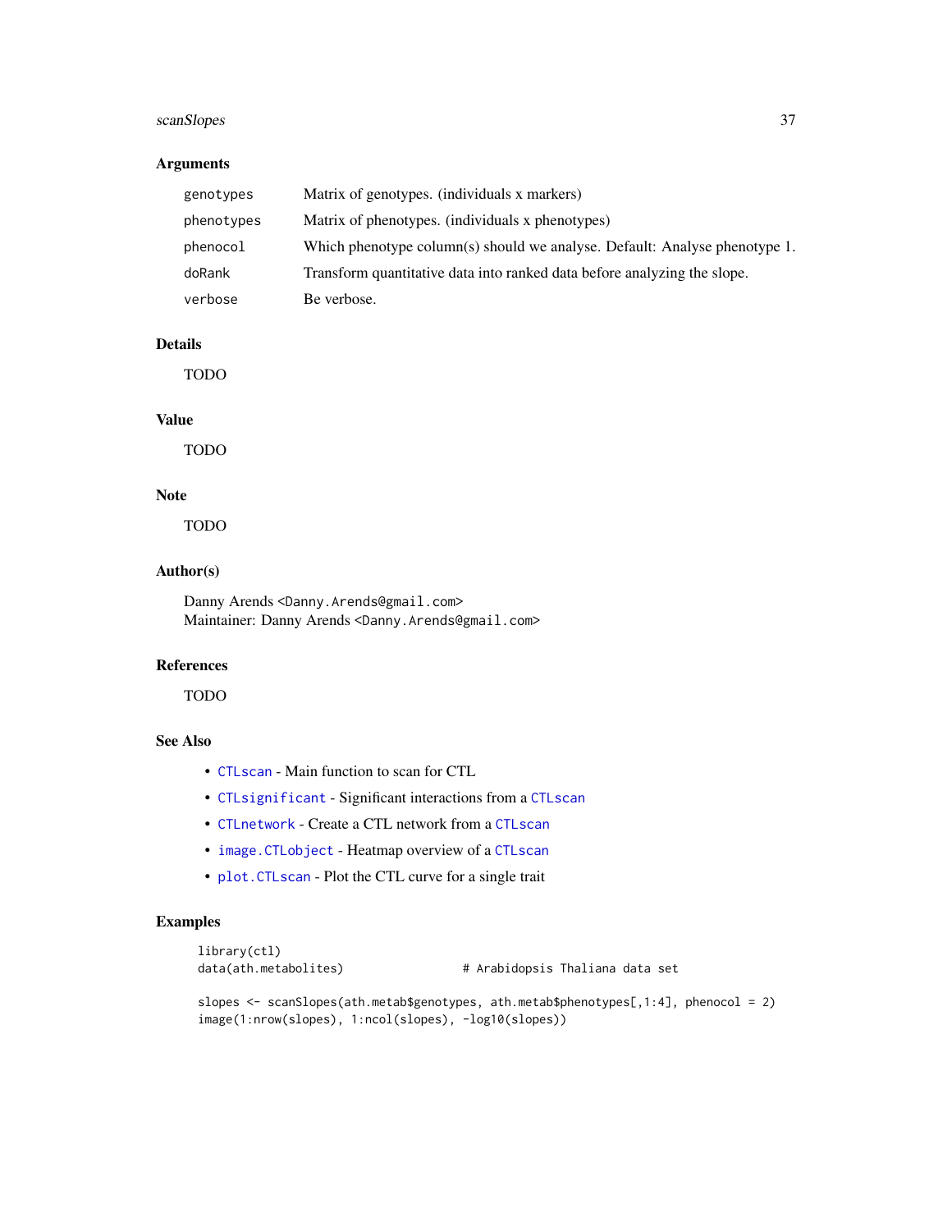## Arguments

| | |
|---|---|
| `genotypes` | Matrix of genotypes. (individuals x markers) |
| `phenotypes` | Matrix of phenotypes. (individuals x phenotypes) |
| `phenocol` | Which phenotype column(s) should we analyse. Default: Analyse phenotype 1. |
| `doRank` | Transform quantitative data into ranked data before analyzing the slope. |
| `verbose` | Be verbose. |

## Details

TODO

## Value

TODO

## Note

TODO

## Author(s)

Danny Arends <Danny.Arends@gmail.com>
Maintainer: Danny Arends <Danny.Arends@gmail.com>

## References

TODO

## See Also

- `CTLscan` - Main function to scan for CTL
- `CTLsignificant` - Significant interactions from a `CTLscan`
- `CTLnetwork` - Create a CTL network from a `CTLscan`
- `image.CTLobject` - Heatmap overview of a `CTLscan`
- `plot.CTLscan` - Plot the CTL curve for a single trait

## Examples

```
library(ctl)
data(ath.metabolites)                # Arabidopsis Thaliana data set

slopes <- scanSlopes(ath.metab$genotypes, ath.metab$phenotypes[,1:4], phenocol = 2)
image(1:nrow(slopes), 1:ncol(slopes), -log10(slopes))
```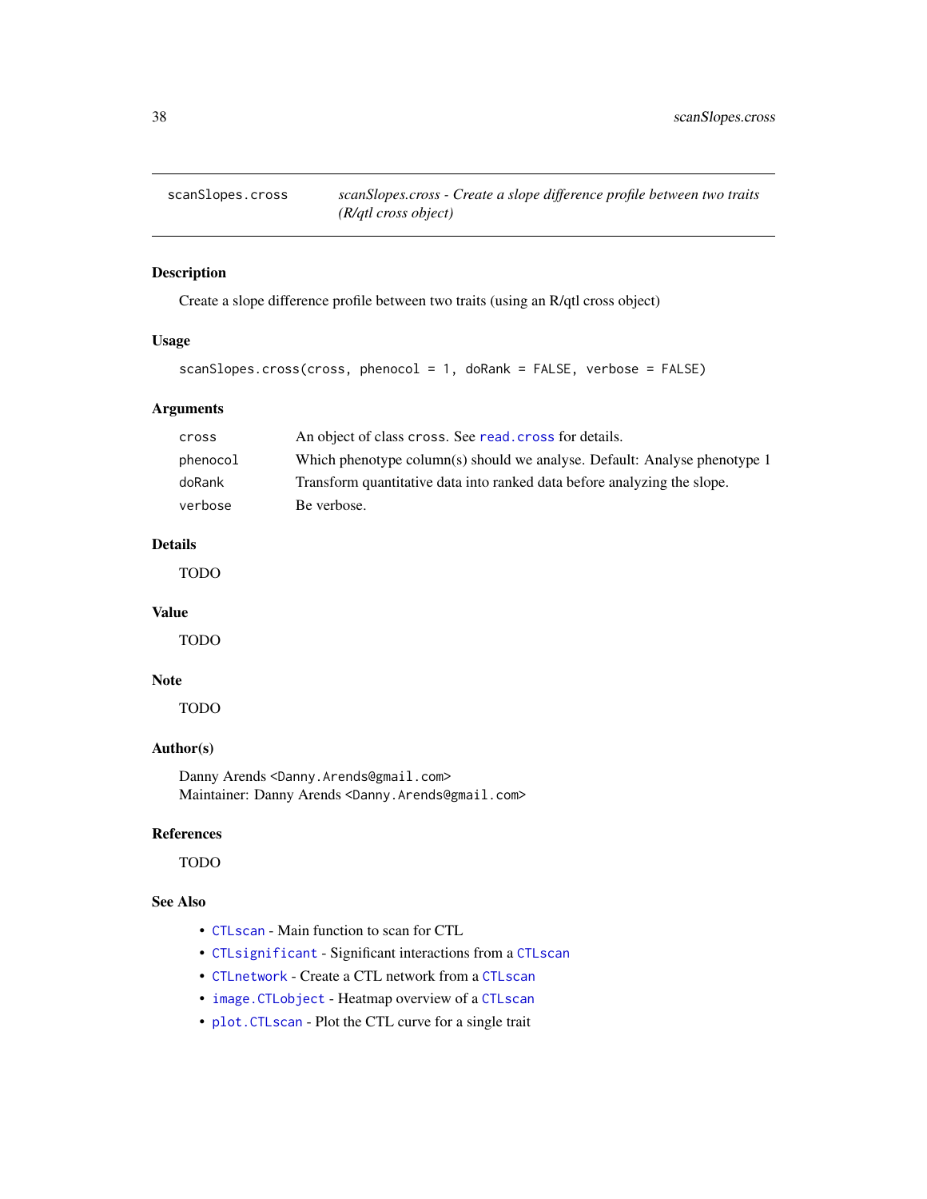## scanSlopes.cross

*scanSlopes.cross - Create a slope difference profile between two traits (R/qtl cross object)*

### Description

Create a slope difference profile between two traits (using an R/qtl cross object)

### Usage

```
scanSlopes.cross(cross, phenocol = 1, doRank = FALSE, verbose = FALSE)
```

### Arguments

| | |
|---|---|
| cross | An object of class cross. See read.cross for details. |
| phenocol | Which phenotype column(s) should we analyse. Default: Analyse phenotype 1 |
| doRank | Transform quantitative data into ranked data before analyzing the slope. |
| verbose | Be verbose. |

### Details

TODO

### Value

TODO

### Note

TODO

### Author(s)

Danny Arends <Danny.Arends@gmail.com>
Maintainer: Danny Arends <Danny.Arends@gmail.com>

### References

TODO

### See Also

- CTLscan - Main function to scan for CTL
- CTLsignificant - Significant interactions from a CTLscan
- CTLnetwork - Create a CTL network from a CTLscan
- image.CTLobject - Heatmap overview of a CTLscan
- plot.CTLscan - Plot the CTL curve for a single trait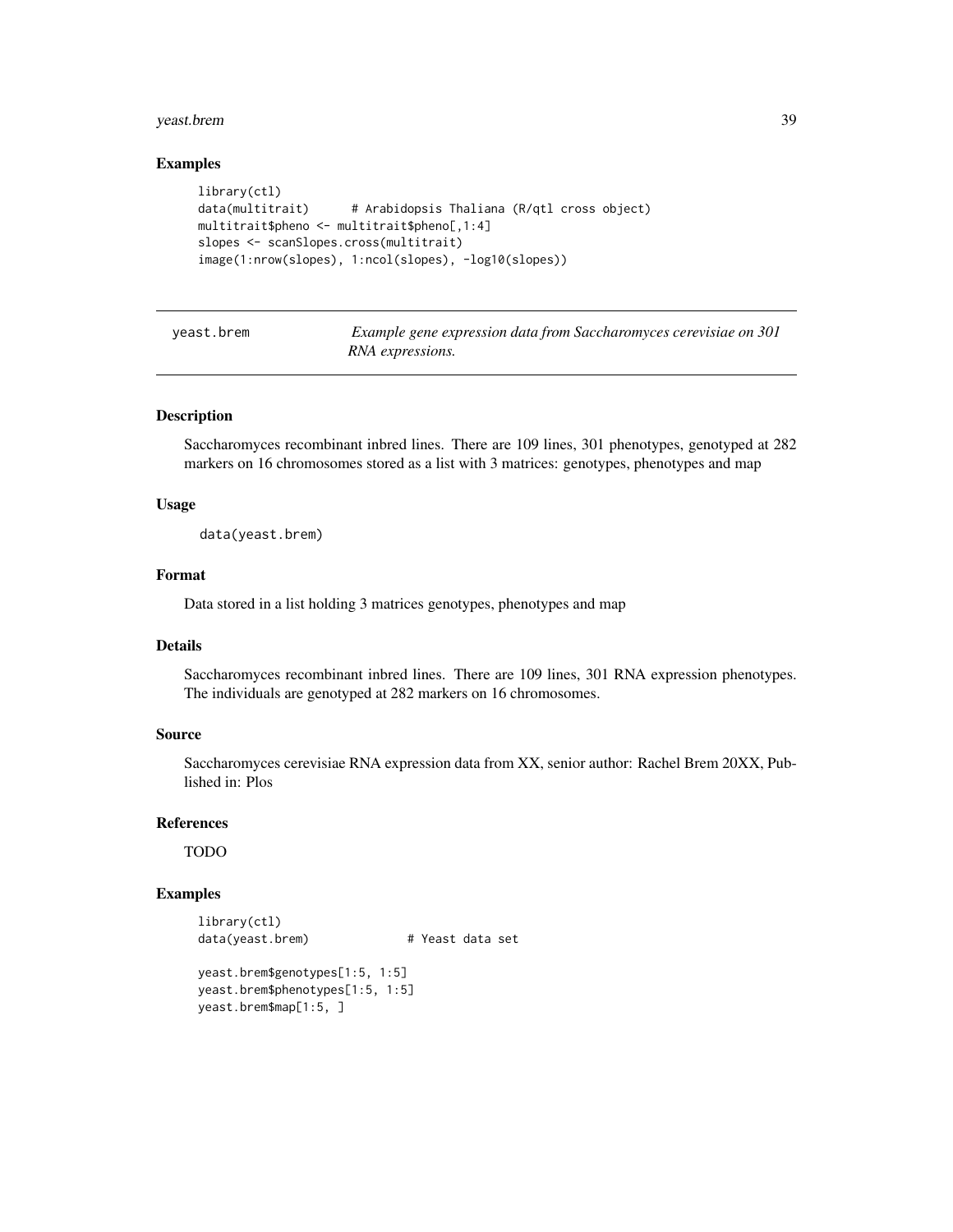### Examples

```
library(ctl)
data(multitrait)      # Arabidopsis Thaliana (R/qtl cross object)
multitrait$pheno <- multitrait$pheno[,1:4]
slopes <- scanSlopes.cross(multitrait)
image(1:nrow(slopes), 1:ncol(slopes), -log10(slopes))
```

---

## yeast.brem — *Example gene expression data from Saccharomyces cerevisiae on 301 RNA expressions.*

---

### Description

Saccharomyces recombinant inbred lines. There are 109 lines, 301 phenotypes, genotyped at 282 markers on 16 chromosomes stored as a list with 3 matrices: genotypes, phenotypes and map

### Usage

```
data(yeast.brem)
```

### Format

Data stored in a list holding 3 matrices genotypes, phenotypes and map

### Details

Saccharomyces recombinant inbred lines. There are 109 lines, 301 RNA expression phenotypes. The individuals are genotyped at 282 markers on 16 chromosomes.

### Source

Saccharomyces cerevisiae RNA expression data from XX, senior author: Rachel Brem 20XX, Published in: Plos

### References

TODO

### Examples

```
library(ctl)
data(yeast.brem)              # Yeast data set

yeast.brem$genotypes[1:5, 1:5]
yeast.brem$phenotypes[1:5, 1:5]
yeast.brem$map[1:5, ]
```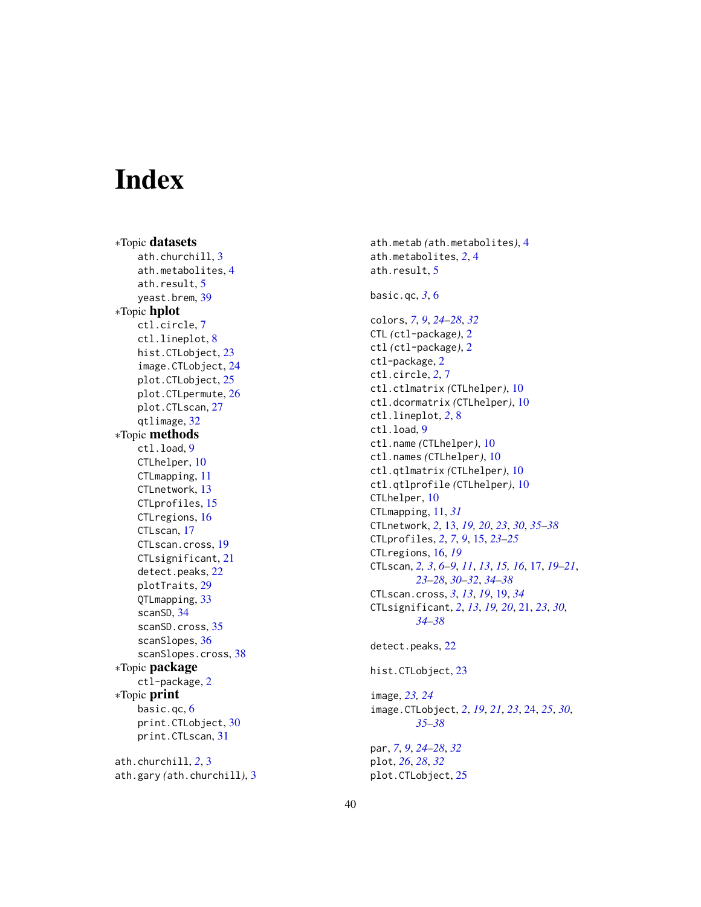# Index

∗Topic **datasets**
- ath.churchill, 3
- ath.metabolites, 4
- ath.result, 5
- yeast.brem, 39

∗Topic **hplot**
- ctl.circle, 7
- ctl.lineplot, 8
- hist.CTLobject, 23
- image.CTLobject, 24
- plot.CTLobject, 25
- plot.CTLpermute, 26
- plot.CTLscan, 27
- qtlimage, 32

∗Topic **methods**
- ctl.load, 9
- CTLhelper, 10
- CTLmapping, 11
- CTLnetwork, 13
- CTLprofiles, 15
- CTLregions, 16
- CTLscan, 17
- CTLscan.cross, 19
- CTLsignificant, 21
- detect.peaks, 22
- plotTraits, 29
- QTLmapping, 33
- scanSD, 34
- scanSD.cross, 35
- scanSlopes, 36
- scanSlopes.cross, 38

∗Topic **package**
- ctl-package, 2

∗Topic **print**
- basic.qc, 6
- print.CTLobject, 30
- print.CTLscan, 31

ath.churchill, *2*, 3
ath.gary *(*ath.churchill*)*, 3
ath.metab *(*ath.metabolites*)*, 4
ath.metabolites, *2*, 4
ath.result, 5

basic.qc, *3*, 6

colors, *7*, *9*, *24–28*, *32*
CTL *(*ctl-package*)*, 2
ctl *(*ctl-package*)*, 2
ctl-package, 2
ctl.circle, *2*, 7
ctl.ctlmatrix *(*CTLhelper*)*, 10
ctl.dcormatrix *(*CTLhelper*)*, 10
ctl.lineplot, *2*, 8
ctl.load, 9
ctl.name *(*CTLhelper*)*, 10
ctl.names *(*CTLhelper*)*, 10
ctl.qtlmatrix *(*CTLhelper*)*, 10
ctl.qtlprofile *(*CTLhelper*)*, 10
CTLhelper, 10
CTLmapping, 11, *31*
CTLnetwork, *2*, 13, *19, 20*, *23*, *30*, *35–38*
CTLprofiles, *2*, *7*, *9*, 15, *23–25*
CTLregions, 16, *19*
CTLscan, *2, 3*, *6–9*, *11*, *13*, *15, 16*, 17, *19–21*, *23–28*, *30–32*, *34–38*
CTLscan.cross, *3*, *13*, *19*, 19, *34*
CTLsignificant, *2*, *13*, *19, 20*, 21, *23*, *30*, *34–38*

detect.peaks, 22

hist.CTLobject, 23

image, *23, 24*
image.CTLobject, *2*, *19*, *21*, *23*, 24, *25*, *30*, *35–38*

par, *7*, *9*, *24–28*, *32*
plot, *26*, *28*, *32*
plot.CTLobject, 25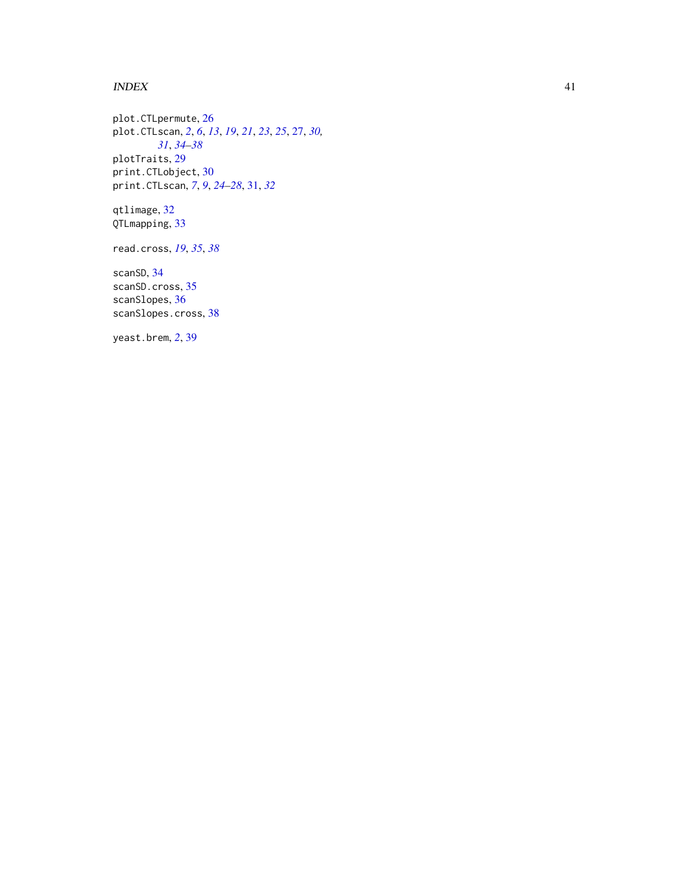plot.CTLpermute, 26
plot.CTLscan, *2*, *6*, *13*, *19*, *21*, *23*, *25*, 27, *30*, *31*, *34–38*
plotTraits, 29
print.CTLobject, 30
print.CTLscan, *7*, *9*, *24–28*, 31, *32*

qtlimage, 32
QTLmapping, 33

read.cross, *19*, *35*, *38*

scanSD, 34
scanSD.cross, 35
scanSlopes, 36
scanSlopes.cross, 38

yeast.brem, *2*, 39